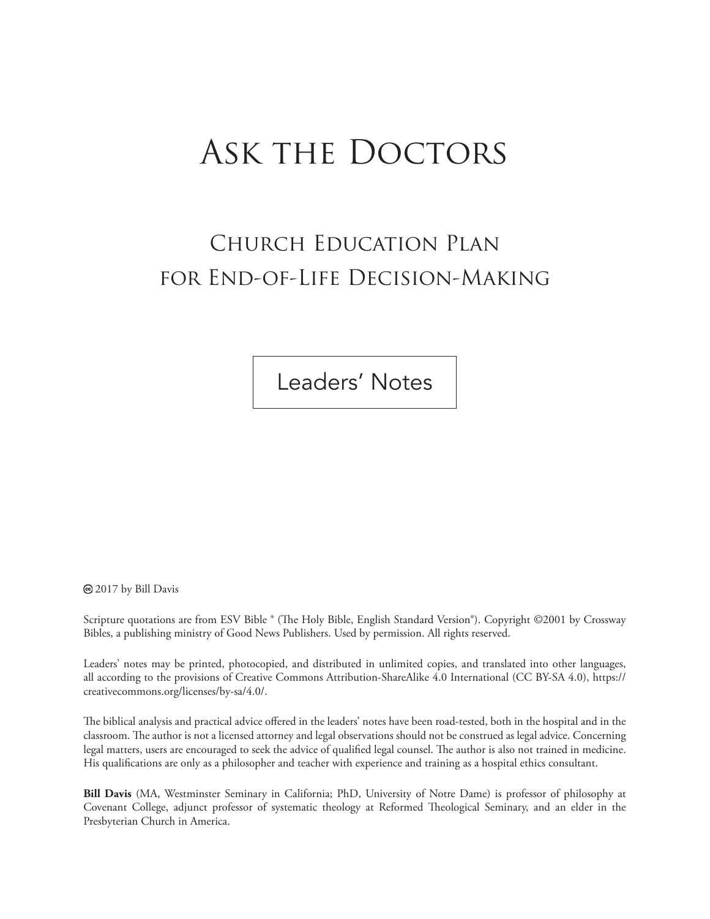# Ask the Doctors

## Church Education Plan for End-of-Life Decision-Making

Leaders' Notes

© 2017 by Bill Davis

Scripture quotations are from ESV Bible ® (The Holy Bible, English Standard Version®). Copyright ©2001 by Crossway Bibles, a publishing ministry of Good News Publishers. Used by permission. All rights reserved.

Leaders' notes may be printed, photocopied, and distributed in unlimited copies, and translated into other languages, all according to the provisions of Creative Commons Attribution-ShareAlike 4.0 International (CC BY-SA 4.0), https://creativecommons.org/licenses/by-sa/4.0/.

The biblical analysis and practical advice offered in the leaders' notes have been road-tested, both in the hospital and in the classroom. The author is not a licensed attorney and legal observations should not be construed as legal advice. Concerning legal matters, users are encouraged to seek the advice of qualified legal counsel. The author is also not trained in medicine. His qualifications are only as a philosopher and teacher with experience and training as a hospital ethics consultant.

**Bill Davis** (MA, Westminster Seminary in California; PhD, University of Notre Dame) is professor of philosophy at Covenant College, adjunct professor of systematic theology at Reformed Theological Seminary, and an elder in the Presbyterian Church in America.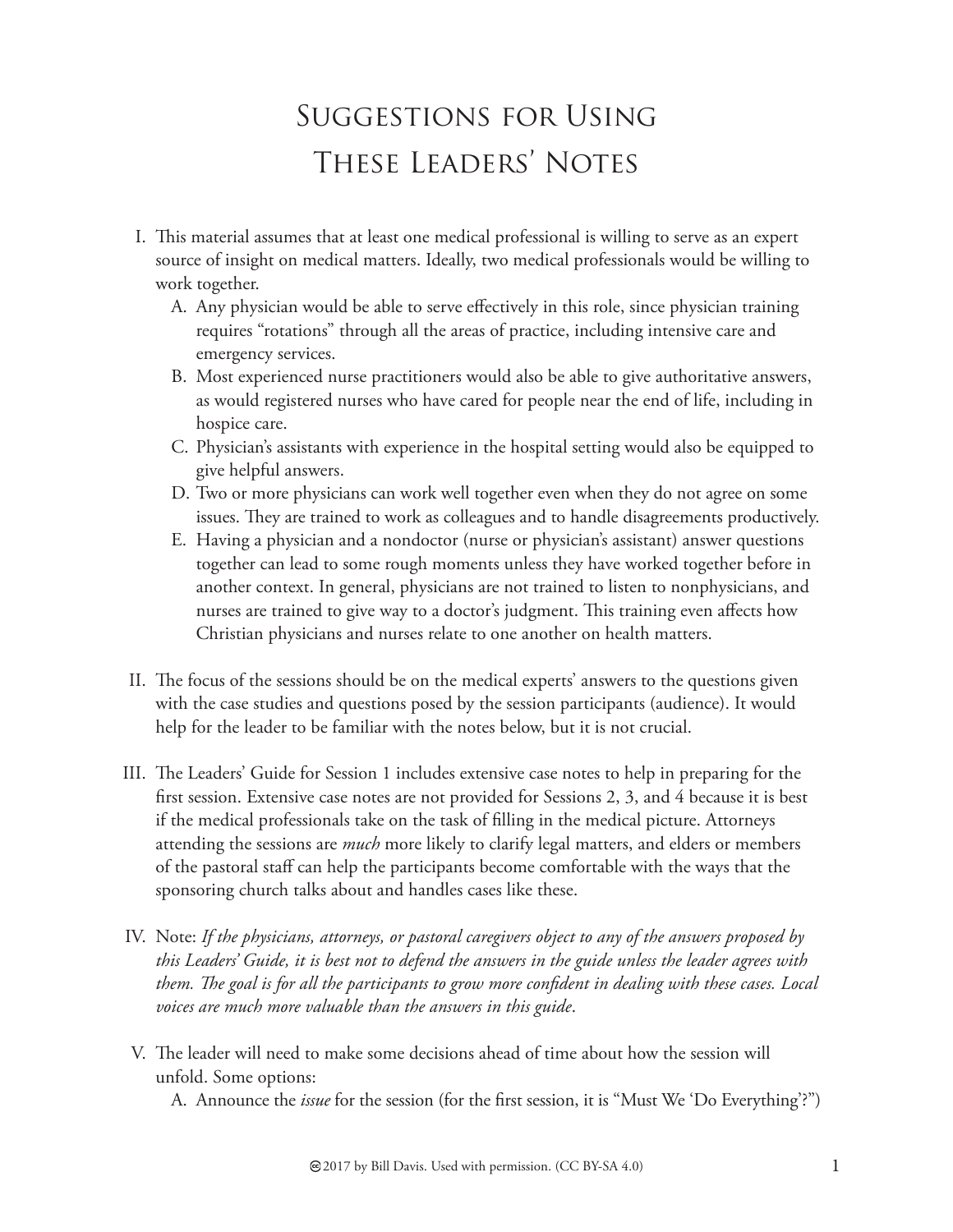# Suggestions for Using These Leaders' Notes

I. This material assumes that at least one medical professional is willing to serve as an expert source of insight on medical matters. Ideally, two medical professionals would be willing to work together.

   A. Any physician would be able to serve effectively in this role, since physician training requires "rotations" through all the areas of practice, including intensive care and emergency services.

   B. Most experienced nurse practitioners would also be able to give authoritative answers, as would registered nurses who have cared for people near the end of life, including in hospice care.

   C. Physician's assistants with experience in the hospital setting would also be equipped to give helpful answers.

   D. Two or more physicians can work well together even when they do not agree on some issues. They are trained to work as colleagues and to handle disagreements productively.

   E. Having a physician and a nondoctor (nurse or physician's assistant) answer questions together can lead to some rough moments unless they have worked together before in another context. In general, physicians are not trained to listen to nonphysicians, and nurses are trained to give way to a doctor's judgment. This training even affects how Christian physicians and nurses relate to one another on health matters.

II. The focus of the sessions should be on the medical experts' answers to the questions given with the case studies and questions posed by the session participants (audience). It would help for the leader to be familiar with the notes below, but it is not crucial.

III. The Leaders' Guide for Session 1 includes extensive case notes to help in preparing for the first session. Extensive case notes are not provided for Sessions 2, 3, and 4 because it is best if the medical professionals take on the task of filling in the medical picture. Attorneys attending the sessions are *much* more likely to clarify legal matters, and elders or members of the pastoral staff can help the participants become comfortable with the ways that the sponsoring church talks about and handles cases like these.

IV. Note: *If the physicians, attorneys, or pastoral caregivers object to any of the answers proposed by this Leaders' Guide, it is best not to defend the answers in the guide unless the leader agrees with them. The goal is for all the participants to grow more confident in dealing with these cases. Local voices are much more valuable than the answers in this guide*.

V. The leader will need to make some decisions ahead of time about how the session will unfold. Some options:

   A. Announce the *issue* for the session (for the first session, it is "Must We 'Do Everything'?")

©2017 by Bill Davis. Used with permission. (CC BY-SA 4.0)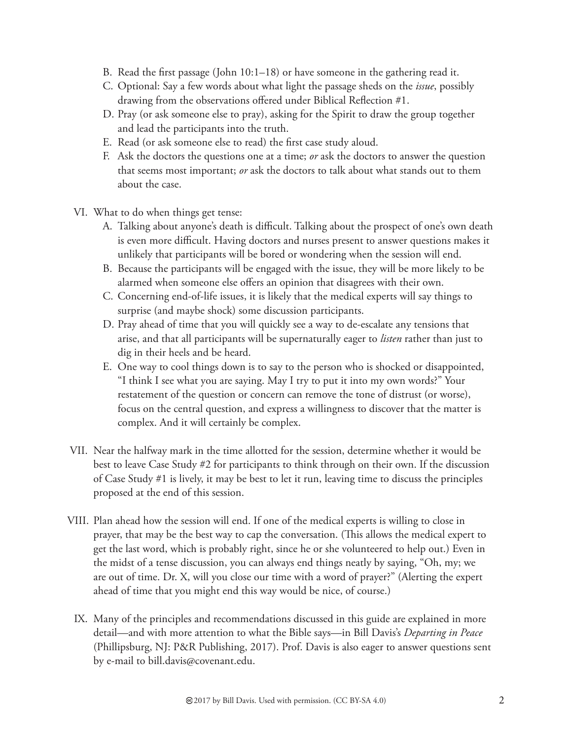B. Read the first passage (John 10:1–18) or have someone in the gathering read it.
C. Optional: Say a few words about what light the passage sheds on the *issue*, possibly drawing from the observations offered under Biblical Reflection #1.
D. Pray (or ask someone else to pray), asking for the Spirit to draw the group together and lead the participants into the truth.
E. Read (or ask someone else to read) the first case study aloud.
F. Ask the doctors the questions one at a time; *or* ask the doctors to answer the question that seems most important; *or* ask the doctors to talk about what stands out to them about the case.

VI. What to do when things get tense:

A. Talking about anyone's death is difficult. Talking about the prospect of one's own death is even more difficult. Having doctors and nurses present to answer questions makes it unlikely that participants will be bored or wondering when the session will end.
B. Because the participants will be engaged with the issue, they will be more likely to be alarmed when someone else offers an opinion that disagrees with their own.
C. Concerning end-of-life issues, it is likely that the medical experts will say things to surprise (and maybe shock) some discussion participants.
D. Pray ahead of time that you will quickly see a way to de-escalate any tensions that arise, and that all participants will be supernaturally eager to *listen* rather than just to dig in their heels and be heard.
E. One way to cool things down is to say to the person who is shocked or disappointed, "I think I see what you are saying. May I try to put it into my own words?" Your restatement of the question or concern can remove the tone of distrust (or worse), focus on the central question, and express a willingness to discover that the matter is complex. And it will certainly be complex.

VII. Near the halfway mark in the time allotted for the session, determine whether it would be best to leave Case Study #2 for participants to think through on their own. If the discussion of Case Study #1 is lively, it may be best to let it run, leaving time to discuss the principles proposed at the end of this session.

VIII. Plan ahead how the session will end. If one of the medical experts is willing to close in prayer, that may be the best way to cap the conversation. (This allows the medical expert to get the last word, which is probably right, since he or she volunteered to help out.) Even in the midst of a tense discussion, you can always end things neatly by saying, "Oh, my; we are out of time. Dr. X, will you close our time with a word of prayer?" (Alerting the expert ahead of time that you might end this way would be nice, of course.)

IX. Many of the principles and recommendations discussed in this guide are explained in more detail—and with more attention to what the Bible says—in Bill Davis's *Departing in Peace* (Phillipsburg, NJ: P&R Publishing, 2017). Prof. Davis is also eager to answer questions sent by e-mail to bill.davis@covenant.edu.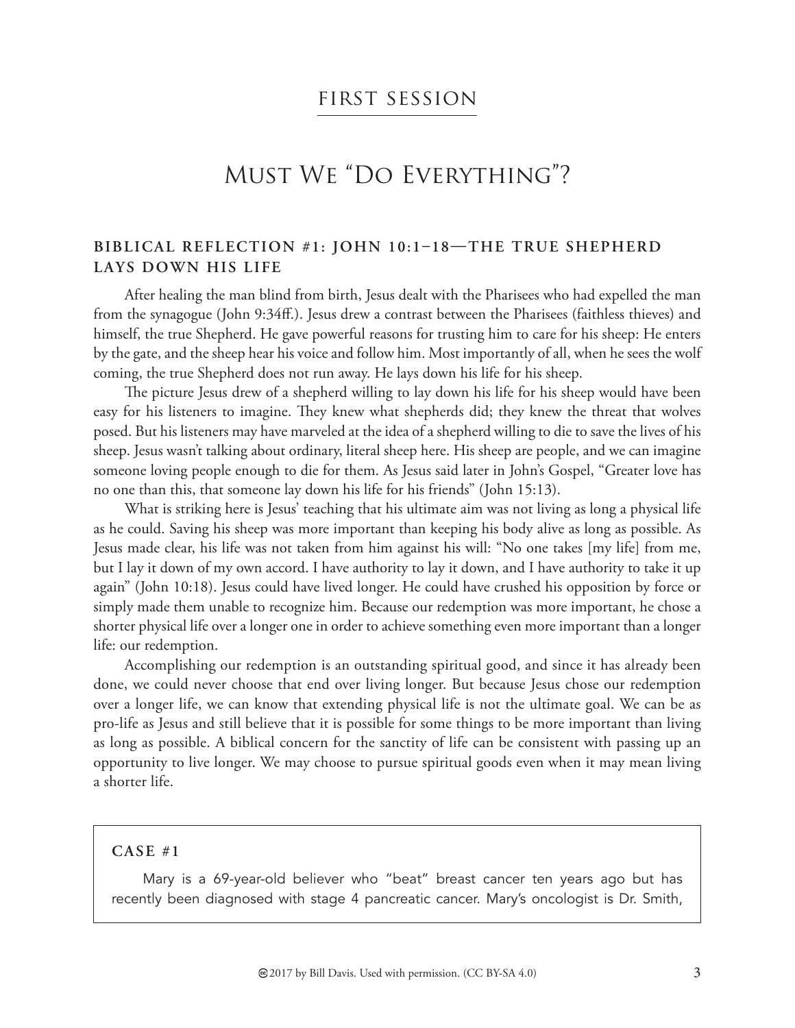## FIRST SESSION

# Must We "Do Everything"?

### BIBLICAL REFLECTION #1: JOHN 10:1–18—THE TRUE SHEPHERD LAYS DOWN HIS LIFE

After healing the man blind from birth, Jesus dealt with the Pharisees who had expelled the man from the synagogue (John 9:34ff.). Jesus drew a contrast between the Pharisees (faithless thieves) and himself, the true Shepherd. He gave powerful reasons for trusting him to care for his sheep: He enters by the gate, and the sheep hear his voice and follow him. Most importantly of all, when he sees the wolf coming, the true Shepherd does not run away. He lays down his life for his sheep.

The picture Jesus drew of a shepherd willing to lay down his life for his sheep would have been easy for his listeners to imagine. They knew what shepherds did; they knew the threat that wolves posed. But his listeners may have marveled at the idea of a shepherd willing to die to save the lives of his sheep. Jesus wasn't talking about ordinary, literal sheep here. His sheep are people, and we can imagine someone loving people enough to die for them. As Jesus said later in John's Gospel, "Greater love has no one than this, that someone lay down his life for his friends" (John 15:13).

What is striking here is Jesus' teaching that his ultimate aim was not living as long a physical life as he could. Saving his sheep was more important than keeping his body alive as long as possible. As Jesus made clear, his life was not taken from him against his will: "No one takes [my life] from me, but I lay it down of my own accord. I have authority to lay it down, and I have authority to take it up again" (John 10:18). Jesus could have lived longer. He could have crushed his opposition by force or simply made them unable to recognize him. Because our redemption was more important, he chose a shorter physical life over a longer one in order to achieve something even more important than a longer life: our redemption.

Accomplishing our redemption is an outstanding spiritual good, and since it has already been done, we could never choose that end over living longer. But because Jesus chose our redemption over a longer life, we can know that extending physical life is not the ultimate goal. We can be as pro-life as Jesus and still believe that it is possible for some things to be more important than living as long as possible. A biblical concern for the sanctity of life can be consistent with passing up an opportunity to live longer. We may choose to pursue spiritual goods even when it may mean living a shorter life.

**CASE #1**

Mary is a 69-year-old believer who "beat" breast cancer ten years ago but has recently been diagnosed with stage 4 pancreatic cancer. Mary's oncologist is Dr. Smith,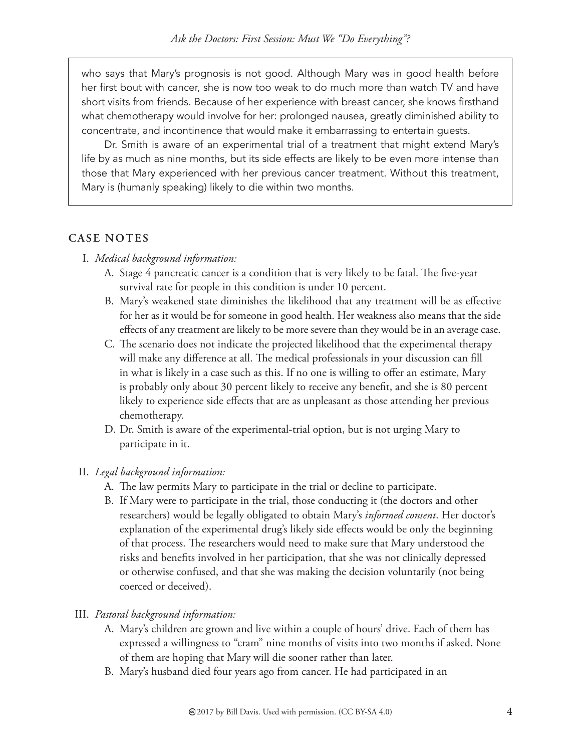who says that Mary's prognosis is not good. Although Mary was in good health before her first bout with cancer, she is now too weak to do much more than watch TV and have short visits from friends. Because of her experience with breast cancer, she knows firsthand what chemotherapy would involve for her: prolonged nausea, greatly diminished ability to concentrate, and incontinence that would make it embarrassing to entertain guests.

Dr. Smith is aware of an experimental trial of a treatment that might extend Mary's life by as much as nine months, but its side effects are likely to be even more intense than those that Mary experienced with her previous cancer treatment. Without this treatment, Mary is (humanly speaking) likely to die within two months.

## CASE NOTES

I. *Medical background information:*
   A. Stage 4 pancreatic cancer is a condition that is very likely to be fatal. The five-year survival rate for people in this condition is under 10 percent.
   B. Mary's weakened state diminishes the likelihood that any treatment will be as effective for her as it would be for someone in good health. Her weakness also means that the side effects of any treatment are likely to be more severe than they would be in an average case.
   C. The scenario does not indicate the projected likelihood that the experimental therapy will make any difference at all. The medical professionals in your discussion can fill in what is likely in a case such as this. If no one is willing to offer an estimate, Mary is probably only about 30 percent likely to receive any benefit, and she is 80 percent likely to experience side effects that are as unpleasant as those attending her previous chemotherapy.
   D. Dr. Smith is aware of the experimental-trial option, but is not urging Mary to participate in it.

II. *Legal background information:*
   A. The law permits Mary to participate in the trial or decline to participate.
   B. If Mary were to participate in the trial, those conducting it (the doctors and other researchers) would be legally obligated to obtain Mary's *informed consent*. Her doctor's explanation of the experimental drug's likely side effects would be only the beginning of that process. The researchers would need to make sure that Mary understood the risks and benefits involved in her participation, that she was not clinically depressed or otherwise confused, and that she was making the decision voluntarily (not being coerced or deceived).

III. *Pastoral background information:*
   A. Mary's children are grown and live within a couple of hours' drive. Each of them has expressed a willingness to "cram" nine months of visits into two months if asked. None of them are hoping that Mary will die sooner rather than later.
   B. Mary's husband died four years ago from cancer. He had participated in an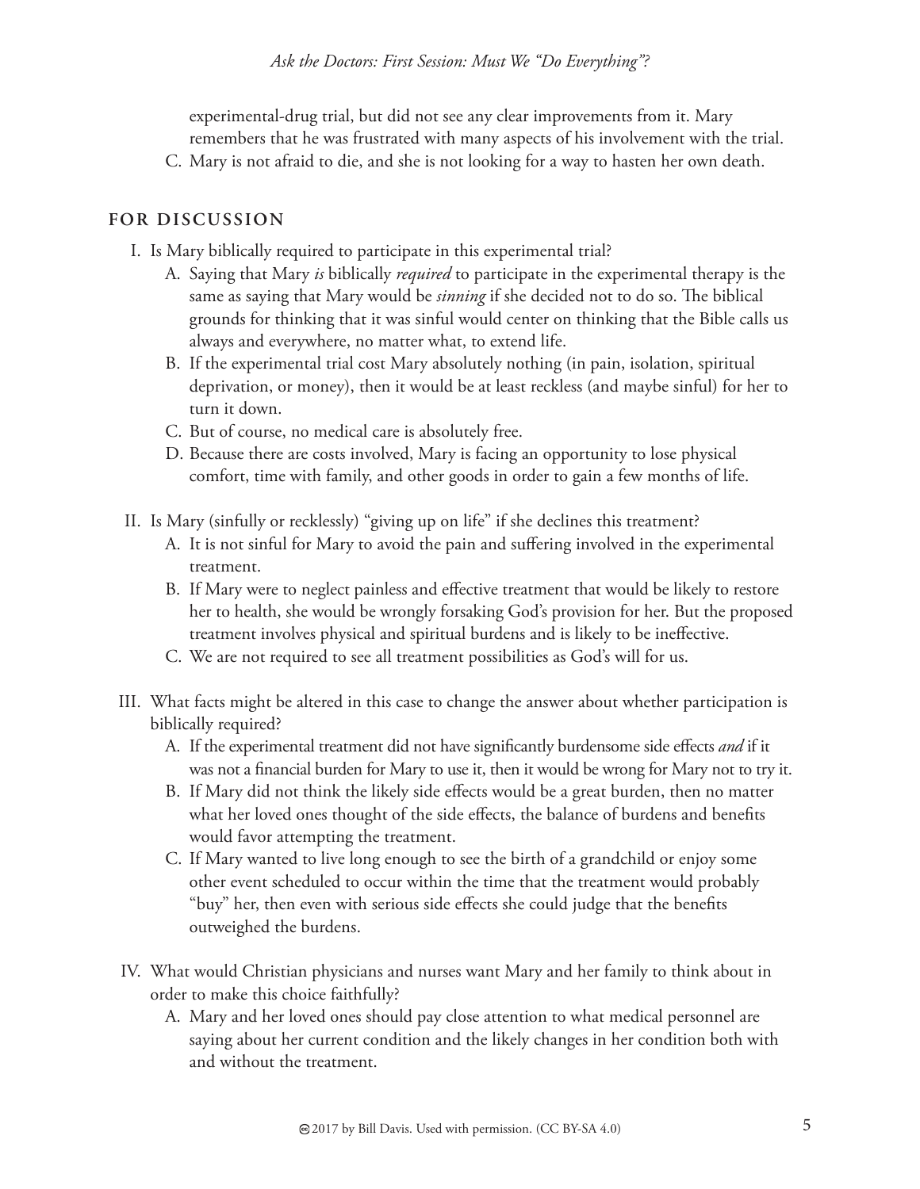experimental-drug trial, but did not see any clear improvements from it. Mary remembers that he was frustrated with many aspects of his involvement with the trial.

C. Mary is not afraid to die, and she is not looking for a way to hasten her own death.

## FOR DISCUSSION

I. Is Mary biblically required to participate in this experimental trial?

  A. Saying that Mary *is* biblically *required* to participate in the experimental therapy is the same as saying that Mary would be *sinning* if she decided not to do so. The biblical grounds for thinking that it was sinful would center on thinking that the Bible calls us always and everywhere, no matter what, to extend life.

  B. If the experimental trial cost Mary absolutely nothing (in pain, isolation, spiritual deprivation, or money), then it would be at least reckless (and maybe sinful) for her to turn it down.

  C. But of course, no medical care is absolutely free.

  D. Because there are costs involved, Mary is facing an opportunity to lose physical comfort, time with family, and other goods in order to gain a few months of life.

II. Is Mary (sinfully or recklessly) "giving up on life" if she declines this treatment?

  A. It is not sinful for Mary to avoid the pain and suffering involved in the experimental treatment.

  B. If Mary were to neglect painless and effective treatment that would be likely to restore her to health, she would be wrongly forsaking God's provision for her. But the proposed treatment involves physical and spiritual burdens and is likely to be ineffective.

  C. We are not required to see all treatment possibilities as God's will for us.

III. What facts might be altered in this case to change the answer about whether participation is biblically required?

  A. If the experimental treatment did not have significantly burdensome side effects *and* if it was not a financial burden for Mary to use it, then it would be wrong for Mary not to try it.

  B. If Mary did not think the likely side effects would be a great burden, then no matter what her loved ones thought of the side effects, the balance of burdens and benefits would favor attempting the treatment.

  C. If Mary wanted to live long enough to see the birth of a grandchild or enjoy some other event scheduled to occur within the time that the treatment would probably "buy" her, then even with serious side effects she could judge that the benefits outweighed the burdens.

IV. What would Christian physicians and nurses want Mary and her family to think about in order to make this choice faithfully?

  A. Mary and her loved ones should pay close attention to what medical personnel are saying about her current condition and the likely changes in her condition both with and without the treatment.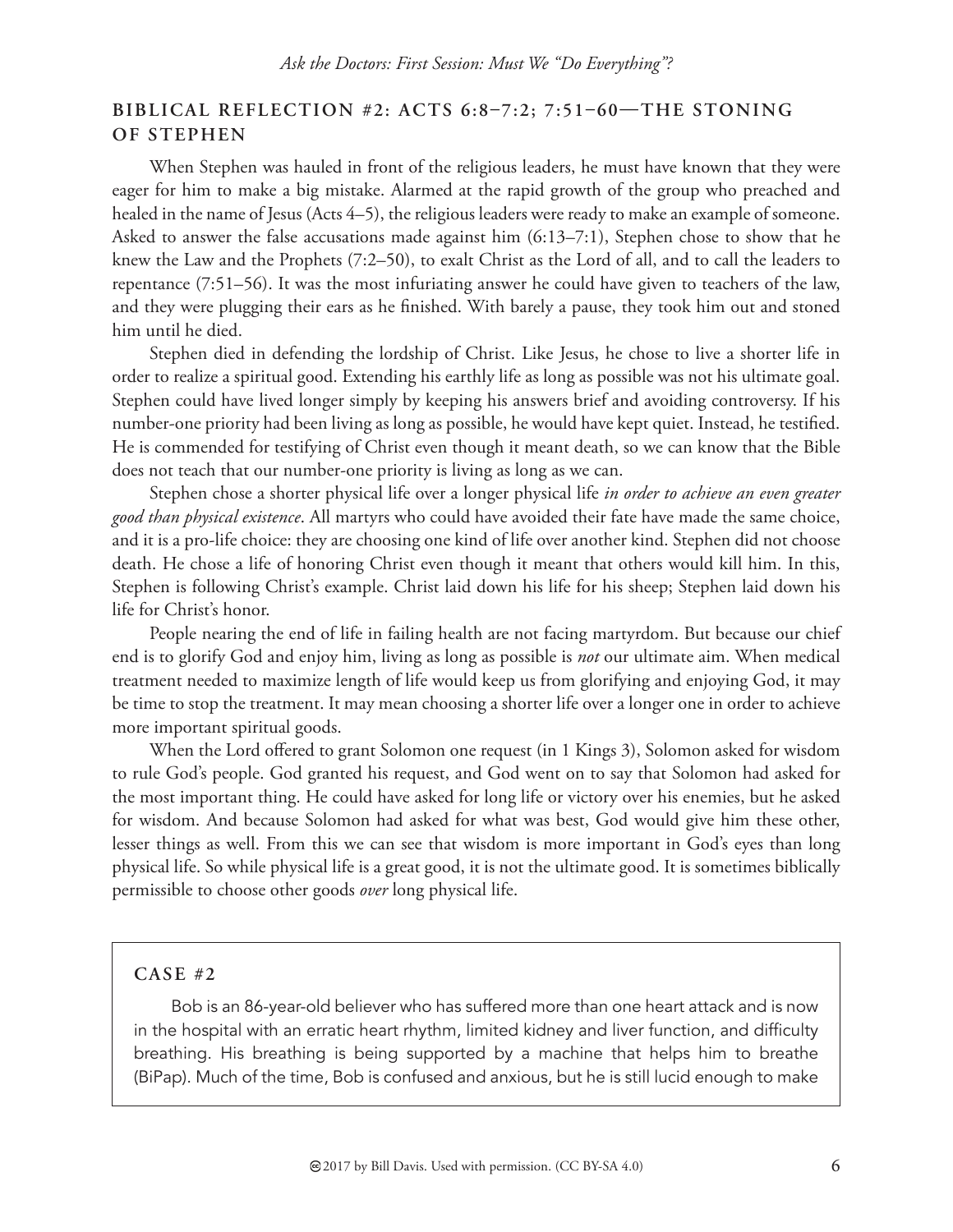## BIBLICAL REFLECTION #2: ACTS 6:8–7:2; 7:51–60—THE STONING OF STEPHEN

When Stephen was hauled in front of the religious leaders, he must have known that they were eager for him to make a big mistake. Alarmed at the rapid growth of the group who preached and healed in the name of Jesus (Acts 4–5), the religious leaders were ready to make an example of someone. Asked to answer the false accusations made against him (6:13–7:1), Stephen chose to show that he knew the Law and the Prophets (7:2–50), to exalt Christ as the Lord of all, and to call the leaders to repentance (7:51–56). It was the most infuriating answer he could have given to teachers of the law, and they were plugging their ears as he finished. With barely a pause, they took him out and stoned him until he died.

Stephen died in defending the lordship of Christ. Like Jesus, he chose to live a shorter life in order to realize a spiritual good. Extending his earthly life as long as possible was not his ultimate goal. Stephen could have lived longer simply by keeping his answers brief and avoiding controversy. If his number-one priority had been living as long as possible, he would have kept quiet. Instead, he testified. He is commended for testifying of Christ even though it meant death, so we can know that the Bible does not teach that our number-one priority is living as long as we can.

Stephen chose a shorter physical life over a longer physical life *in order to achieve an even greater good than physical existence*. All martyrs who could have avoided their fate have made the same choice, and it is a pro-life choice: they are choosing one kind of life over another kind. Stephen did not choose death. He chose a life of honoring Christ even though it meant that others would kill him. In this, Stephen is following Christ's example. Christ laid down his life for his sheep; Stephen laid down his life for Christ's honor.

People nearing the end of life in failing health are not facing martyrdom. But because our chief end is to glorify God and enjoy him, living as long as possible is *not* our ultimate aim. When medical treatment needed to maximize length of life would keep us from glorifying and enjoying God, it may be time to stop the treatment. It may mean choosing a shorter life over a longer one in order to achieve more important spiritual goods.

When the Lord offered to grant Solomon one request (in 1 Kings 3), Solomon asked for wisdom to rule God's people. God granted his request, and God went on to say that Solomon had asked for the most important thing. He could have asked for long life or victory over his enemies, but he asked for wisdom. And because Solomon had asked for what was best, God would give him these other, lesser things as well. From this we can see that wisdom is more important in God's eyes than long physical life. So while physical life is a great good, it is not the ultimate good. It is sometimes biblically permissible to choose other goods *over* long physical life.

### CASE #2

Bob is an 86-year-old believer who has suffered more than one heart attack and is now in the hospital with an erratic heart rhythm, limited kidney and liver function, and difficulty breathing. His breathing is being supported by a machine that helps him to breathe (BiPap). Much of the time, Bob is confused and anxious, but he is still lucid enough to make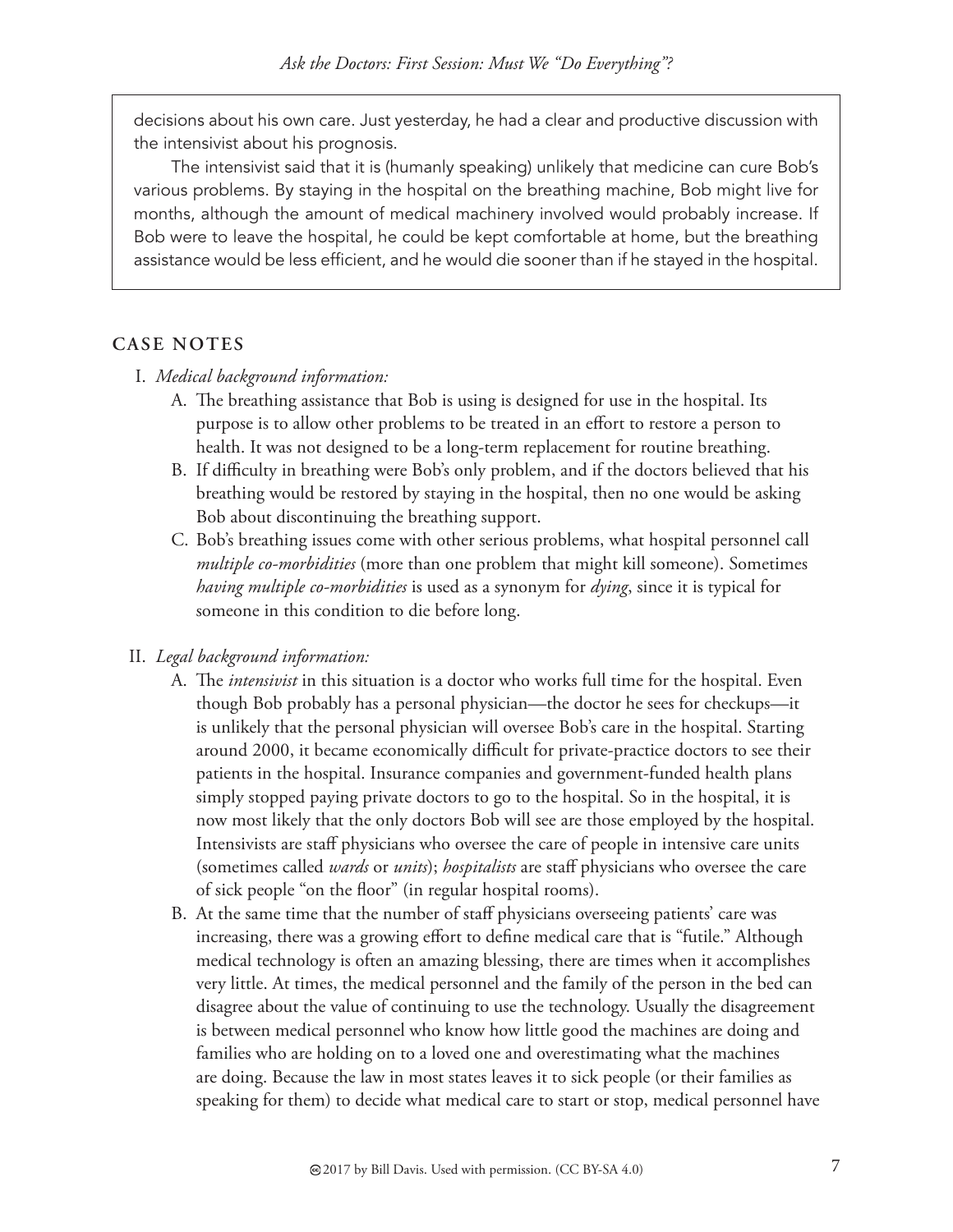decisions about his own care. Just yesterday, he had a clear and productive discussion with the intensivist about his prognosis.

The intensivist said that it is (humanly speaking) unlikely that medicine can cure Bob's various problems. By staying in the hospital on the breathing machine, Bob might live for months, although the amount of medical machinery involved would probably increase. If Bob were to leave the hospital, he could be kept comfortable at home, but the breathing assistance would be less efficient, and he would die sooner than if he stayed in the hospital.

## CASE NOTES

I. *Medical background information:*

   A. The breathing assistance that Bob is using is designed for use in the hospital. Its purpose is to allow other problems to be treated in an effort to restore a person to health. It was not designed to be a long-term replacement for routine breathing.

   B. If difficulty in breathing were Bob's only problem, and if the doctors believed that his breathing would be restored by staying in the hospital, then no one would be asking Bob about discontinuing the breathing support.

   C. Bob's breathing issues come with other serious problems, what hospital personnel call *multiple co-morbidities* (more than one problem that might kill someone). Sometimes *having multiple co-morbidities* is used as a synonym for *dying*, since it is typical for someone in this condition to die before long.

II. *Legal background information:*

   A. The *intensivist* in this situation is a doctor who works full time for the hospital. Even though Bob probably has a personal physician—the doctor he sees for checkups—it is unlikely that the personal physician will oversee Bob's care in the hospital. Starting around 2000, it became economically difficult for private-practice doctors to see their patients in the hospital. Insurance companies and government-funded health plans simply stopped paying private doctors to go to the hospital. So in the hospital, it is now most likely that the only doctors Bob will see are those employed by the hospital. Intensivists are staff physicians who oversee the care of people in intensive care units (sometimes called *wards* or *units*); *hospitalists* are staff physicians who oversee the care of sick people "on the floor" (in regular hospital rooms).

   B. At the same time that the number of staff physicians overseeing patients' care was increasing, there was a growing effort to define medical care that is "futile." Although medical technology is often an amazing blessing, there are times when it accomplishes very little. At times, the medical personnel and the family of the person in the bed can disagree about the value of continuing to use the technology. Usually the disagreement is between medical personnel who know how little good the machines are doing and families who are holding on to a loved one and overestimating what the machines are doing. Because the law in most states leaves it to sick people (or their families as speaking for them) to decide what medical care to start or stop, medical personnel have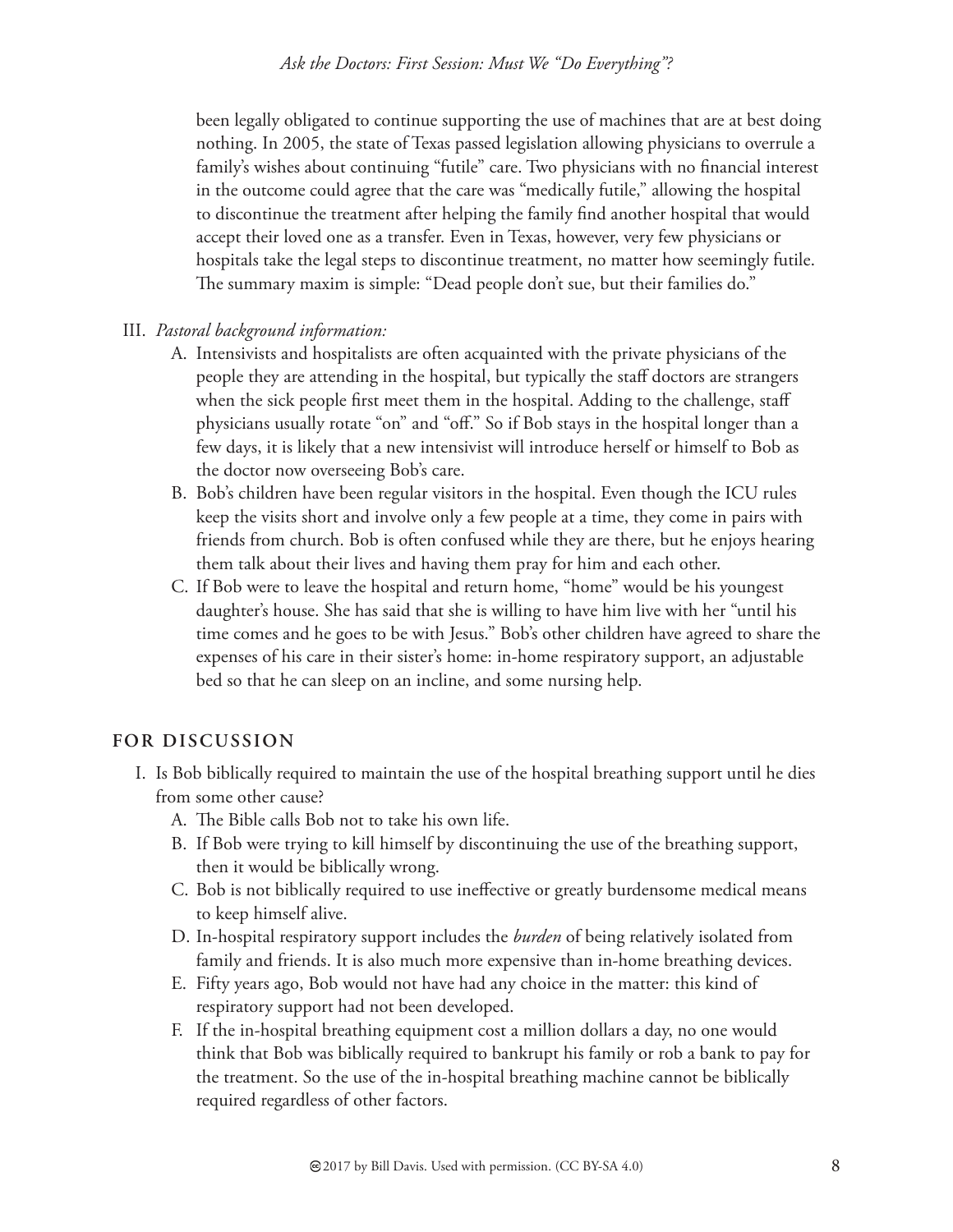been legally obligated to continue supporting the use of machines that are at best doing nothing. In 2005, the state of Texas passed legislation allowing physicians to overrule a family's wishes about continuing "futile" care. Two physicians with no financial interest in the outcome could agree that the care was "medically futile," allowing the hospital to discontinue the treatment after helping the family find another hospital that would accept their loved one as a transfer. Even in Texas, however, very few physicians or hospitals take the legal steps to discontinue treatment, no matter how seemingly futile. The summary maxim is simple: "Dead people don't sue, but their families do."

III. *Pastoral background information:*

   A. Intensivists and hospitalists are often acquainted with the private physicians of the people they are attending in the hospital, but typically the staff doctors are strangers when the sick people first meet them in the hospital. Adding to the challenge, staff physicians usually rotate "on" and "off." So if Bob stays in the hospital longer than a few days, it is likely that a new intensivist will introduce herself or himself to Bob as the doctor now overseeing Bob's care.

   B. Bob's children have been regular visitors in the hospital. Even though the ICU rules keep the visits short and involve only a few people at a time, they come in pairs with friends from church. Bob is often confused while they are there, but he enjoys hearing them talk about their lives and having them pray for him and each other.

   C. If Bob were to leave the hospital and return home, "home" would be his youngest daughter's house. She has said that she is willing to have him live with her "until his time comes and he goes to be with Jesus." Bob's other children have agreed to share the expenses of his care in their sister's home: in-home respiratory support, an adjustable bed so that he can sleep on an incline, and some nursing help.

## FOR DISCUSSION

I. Is Bob biblically required to maintain the use of the hospital breathing support until he dies from some other cause?

   A. The Bible calls Bob not to take his own life.

   B. If Bob were trying to kill himself by discontinuing the use of the breathing support, then it would be biblically wrong.

   C. Bob is not biblically required to use ineffective or greatly burdensome medical means to keep himself alive.

   D. In-hospital respiratory support includes the *burden* of being relatively isolated from family and friends. It is also much more expensive than in-home breathing devices.

   E. Fifty years ago, Bob would not have had any choice in the matter: this kind of respiratory support had not been developed.

   F. If the in-hospital breathing equipment cost a million dollars a day, no one would think that Bob was biblically required to bankrupt his family or rob a bank to pay for the treatment. So the use of the in-hospital breathing machine cannot be biblically required regardless of other factors.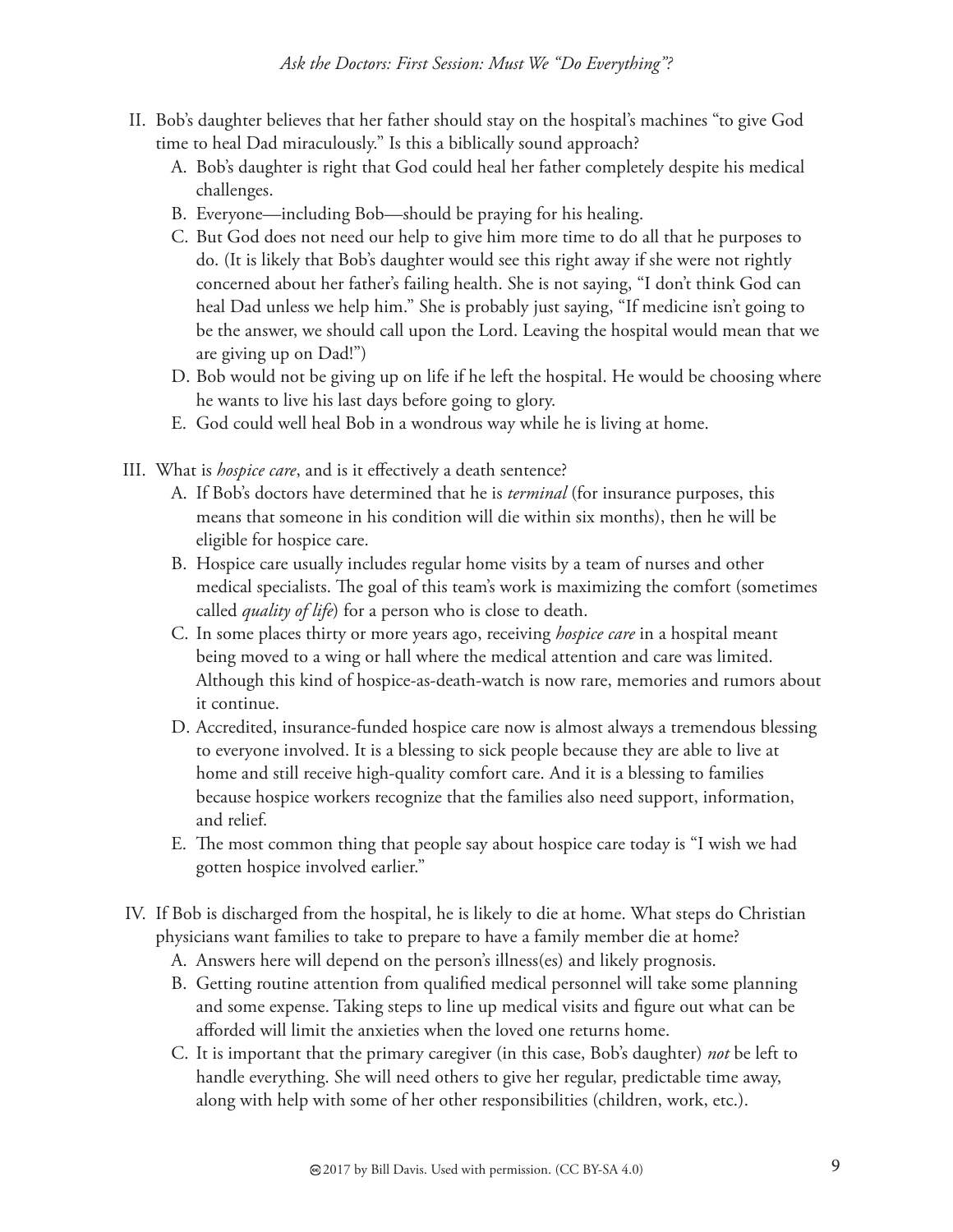II. Bob's daughter believes that her father should stay on the hospital's machines "to give God time to heal Dad miraculously." Is this a biblically sound approach?

   A. Bob's daughter is right that God could heal her father completely despite his medical challenges.
   B. Everyone—including Bob—should be praying for his healing.
   C. But God does not need our help to give him more time to do all that he purposes to do. (It is likely that Bob's daughter would see this right away if she were not rightly concerned about her father's failing health. She is not saying, "I don't think God can heal Dad unless we help him." She is probably just saying, "If medicine isn't going to be the answer, we should call upon the Lord. Leaving the hospital would mean that we are giving up on Dad!")
   D. Bob would not be giving up on life if he left the hospital. He would be choosing where he wants to live his last days before going to glory.
   E. God could well heal Bob in a wondrous way while he is living at home.

III. What is *hospice care*, and is it effectively a death sentence?

   A. If Bob's doctors have determined that he is *terminal* (for insurance purposes, this means that someone in his condition will die within six months), then he will be eligible for hospice care.
   B. Hospice care usually includes regular home visits by a team of nurses and other medical specialists. The goal of this team's work is maximizing the comfort (sometimes called *quality of life*) for a person who is close to death.
   C. In some places thirty or more years ago, receiving *hospice care* in a hospital meant being moved to a wing or hall where the medical attention and care was limited. Although this kind of hospice-as-death-watch is now rare, memories and rumors about it continue.
   D. Accredited, insurance-funded hospice care now is almost always a tremendous blessing to everyone involved. It is a blessing to sick people because they are able to live at home and still receive high-quality comfort care. And it is a blessing to families because hospice workers recognize that the families also need support, information, and relief.
   E. The most common thing that people say about hospice care today is "I wish we had gotten hospice involved earlier."

IV. If Bob is discharged from the hospital, he is likely to die at home. What steps do Christian physicians want families to take to prepare to have a family member die at home?

   A. Answers here will depend on the person's illness(es) and likely prognosis.
   B. Getting routine attention from qualified medical personnel will take some planning and some expense. Taking steps to line up medical visits and figure out what can be afforded will limit the anxieties when the loved one returns home.
   C. It is important that the primary caregiver (in this case, Bob's daughter) *not* be left to handle everything. She will need others to give her regular, predictable time away, along with help with some of her other responsibilities (children, work, etc.).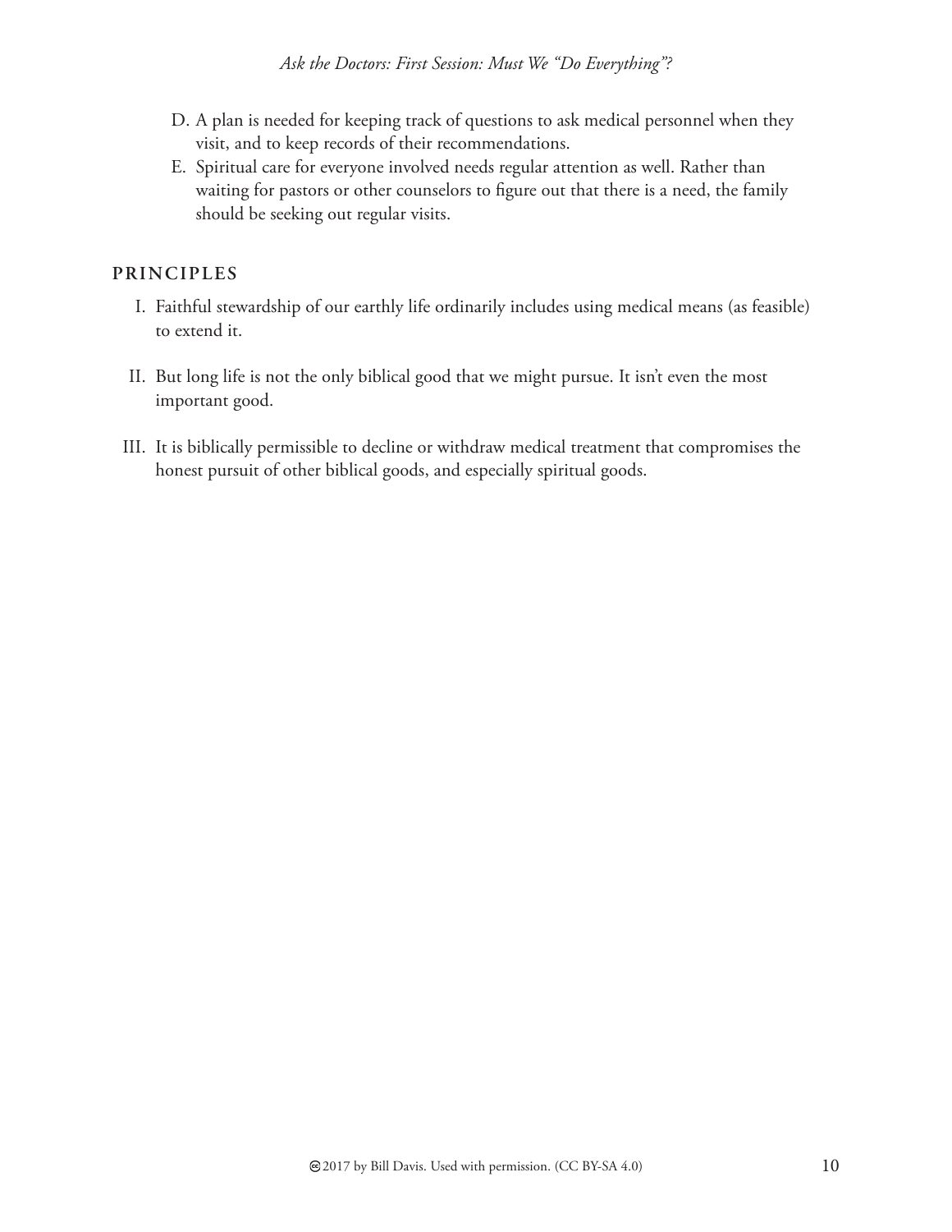D. A plan is needed for keeping track of questions to ask medical personnel when they visit, and to keep records of their recommendations.
E. Spiritual care for everyone involved needs regular attention as well. Rather than waiting for pastors or other counselors to figure out that there is a need, the family should be seeking out regular visits.

## PRINCIPLES

I. Faithful stewardship of our earthly life ordinarily includes using medical means (as feasible) to extend it.

II. But long life is not the only biblical good that we might pursue. It isn't even the most important good.

III. It is biblically permissible to decline or withdraw medical treatment that compromises the honest pursuit of other biblical goods, and especially spiritual goods.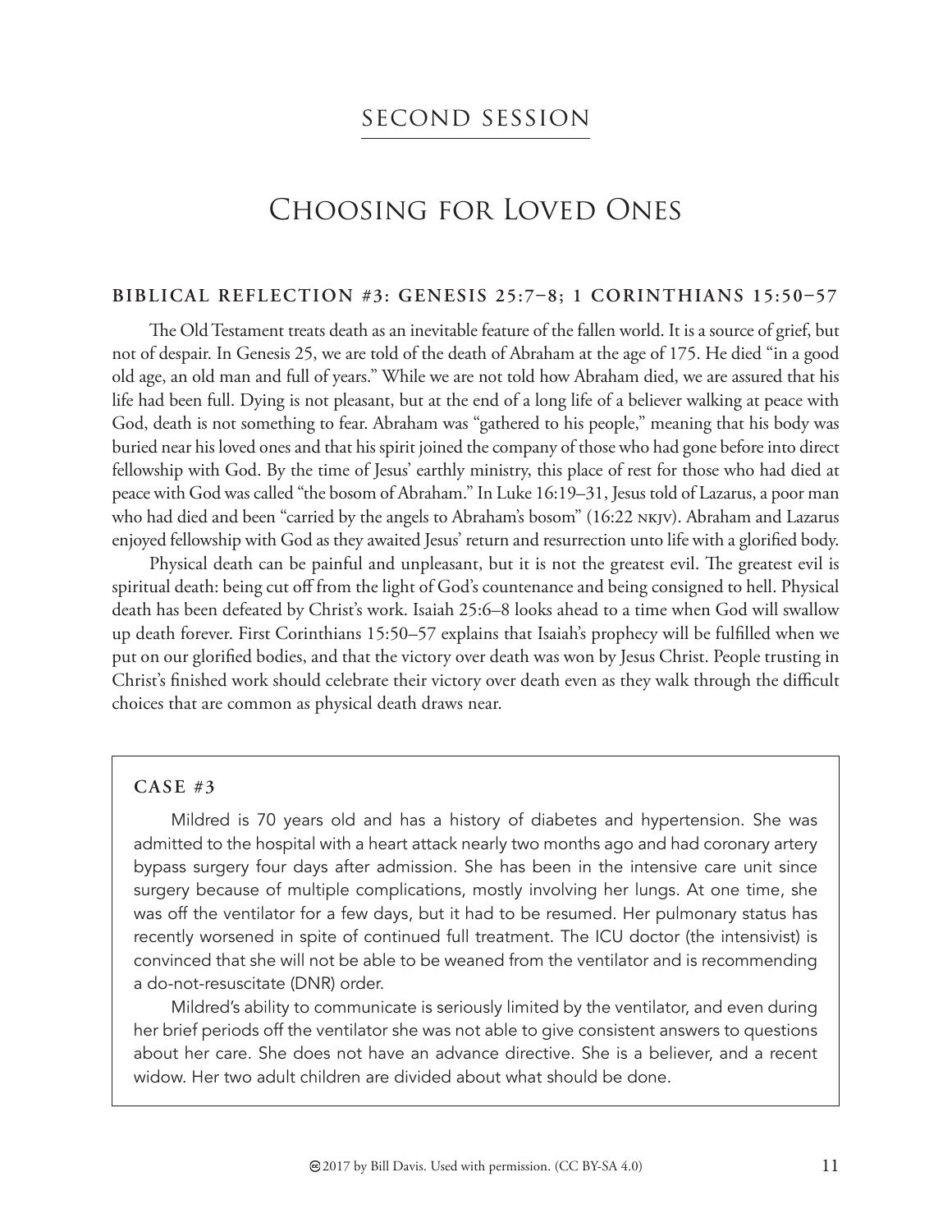## Second Session

# Choosing for Loved Ones

### BIBLICAL REFLECTION #3: GENESIS 25:7–8; 1 CORINTHIANS 15:50–57

The Old Testament treats death as an inevitable feature of the fallen world. It is a source of grief, but not of despair. In Genesis 25, we are told of the death of Abraham at the age of 175. He died "in a good old age, an old man and full of years." While we are not told how Abraham died, we are assured that his life had been full. Dying is not pleasant, but at the end of a long life of a believer walking at peace with God, death is not something to fear. Abraham was "gathered to his people," meaning that his body was buried near his loved ones and that his spirit joined the company of those who had gone before into direct fellowship with God. By the time of Jesus' earthly ministry, this place of rest for those who had died at peace with God was called "the bosom of Abraham." In Luke 16:19–31, Jesus told of Lazarus, a poor man who had died and been "carried by the angels to Abraham's bosom" (16:22 NKJV). Abraham and Lazarus enjoyed fellowship with God as they awaited Jesus' return and resurrection unto life with a glorified body.

Physical death can be painful and unpleasant, but it is not the greatest evil. The greatest evil is spiritual death: being cut off from the light of God's countenance and being consigned to hell. Physical death has been defeated by Christ's work. Isaiah 25:6–8 looks ahead to a time when God will swallow up death forever. First Corinthians 15:50–57 explains that Isaiah's prophecy will be fulfilled when we put on our glorified bodies, and that the victory over death was won by Jesus Christ. People trusting in Christ's finished work should celebrate their victory over death even as they walk through the difficult choices that are common as physical death draws near.

### CASE #3

Mildred is 70 years old and has a history of diabetes and hypertension. She was admitted to the hospital with a heart attack nearly two months ago and had coronary artery bypass surgery four days after admission. She has been in the intensive care unit since surgery because of multiple complications, mostly involving her lungs. At one time, she was off the ventilator for a few days, but it had to be resumed. Her pulmonary status has recently worsened in spite of continued full treatment. The ICU doctor (the intensivist) is convinced that she will not be able to be weaned from the ventilator and is recommending a do-not-resuscitate (DNR) order.

Mildred's ability to communicate is seriously limited by the ventilator, and even during her brief periods off the ventilator she was not able to give consistent answers to questions about her care. She does not have an advance directive. She is a believer, and a recent widow. Her two adult children are divided about what should be done.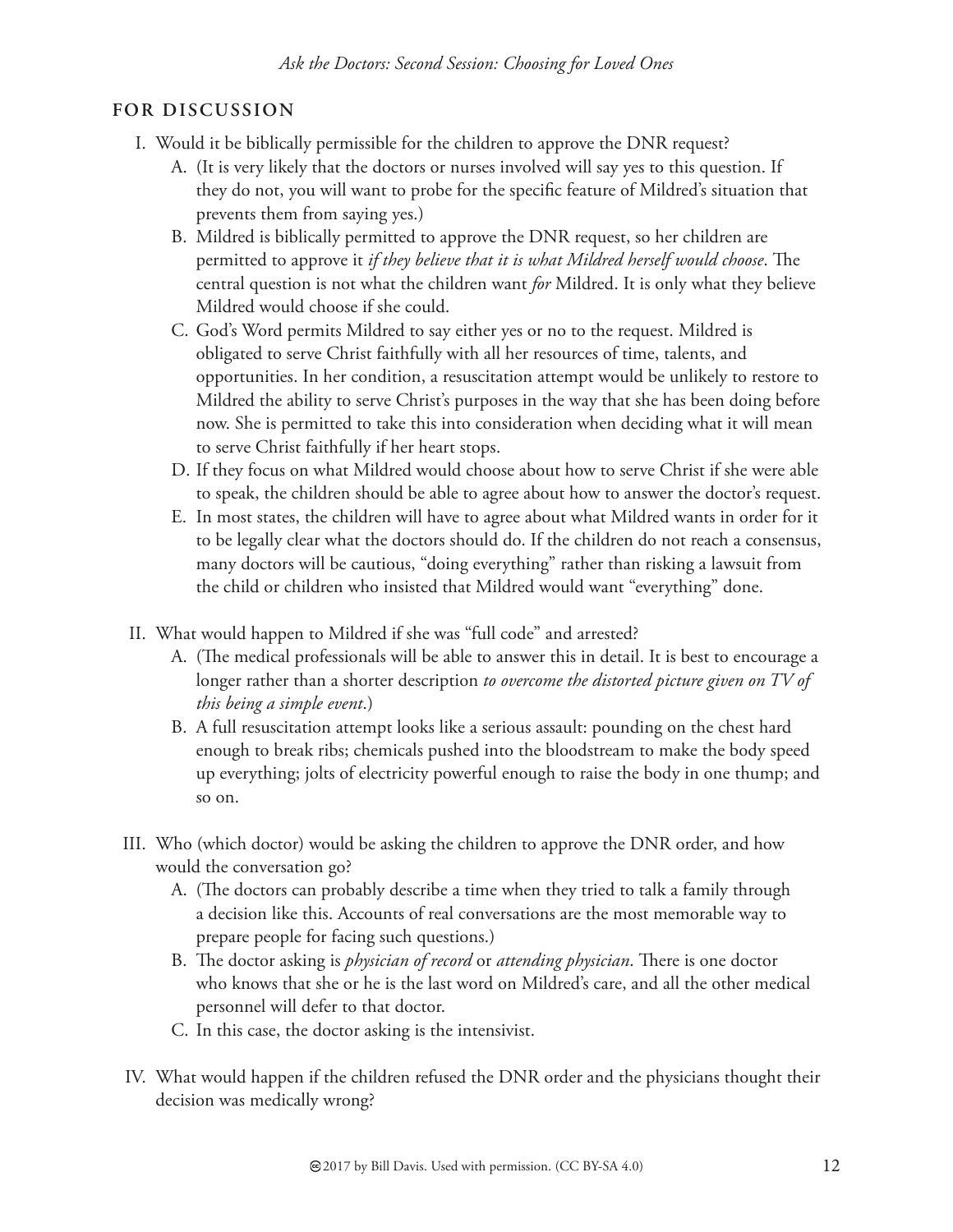## FOR DISCUSSION

I. Would it be biblically permissible for the children to approve the DNR request?

   A. (It is very likely that the doctors or nurses involved will say yes to this question. If they do not, you will want to probe for the specific feature of Mildred's situation that prevents them from saying yes.)

   B. Mildred is biblically permitted to approve the DNR request, so her children are permitted to approve it *if they believe that it is what Mildred herself would choose*. The central question is not what the children want *for* Mildred. It is only what they believe Mildred would choose if she could.

   C. God's Word permits Mildred to say either yes or no to the request. Mildred is obligated to serve Christ faithfully with all her resources of time, talents, and opportunities. In her condition, a resuscitation attempt would be unlikely to restore to Mildred the ability to serve Christ's purposes in the way that she has been doing before now. She is permitted to take this into consideration when deciding what it will mean to serve Christ faithfully if her heart stops.

   D. If they focus on what Mildred would choose about how to serve Christ if she were able to speak, the children should be able to agree about how to answer the doctor's request.

   E. In most states, the children will have to agree about what Mildred wants in order for it to be legally clear what the doctors should do. If the children do not reach a consensus, many doctors will be cautious, "doing everything" rather than risking a lawsuit from the child or children who insisted that Mildred would want "everything" done.

II. What would happen to Mildred if she was "full code" and arrested?

   A. (The medical professionals will be able to answer this in detail. It is best to encourage a longer rather than a shorter description *to overcome the distorted picture given on TV of this being a simple event*.)

   B. A full resuscitation attempt looks like a serious assault: pounding on the chest hard enough to break ribs; chemicals pushed into the bloodstream to make the body speed up everything; jolts of electricity powerful enough to raise the body in one thump; and so on.

III. Who (which doctor) would be asking the children to approve the DNR order, and how would the conversation go?

   A. (The doctors can probably describe a time when they tried to talk a family through a decision like this. Accounts of real conversations are the most memorable way to prepare people for facing such questions.)

   B. The doctor asking is *physician of record* or *attending physician*. There is one doctor who knows that she or he is the last word on Mildred's care, and all the other medical personnel will defer to that doctor.

   C. In this case, the doctor asking is the intensivist.

IV. What would happen if the children refused the DNR order and the physicians thought their decision was medically wrong?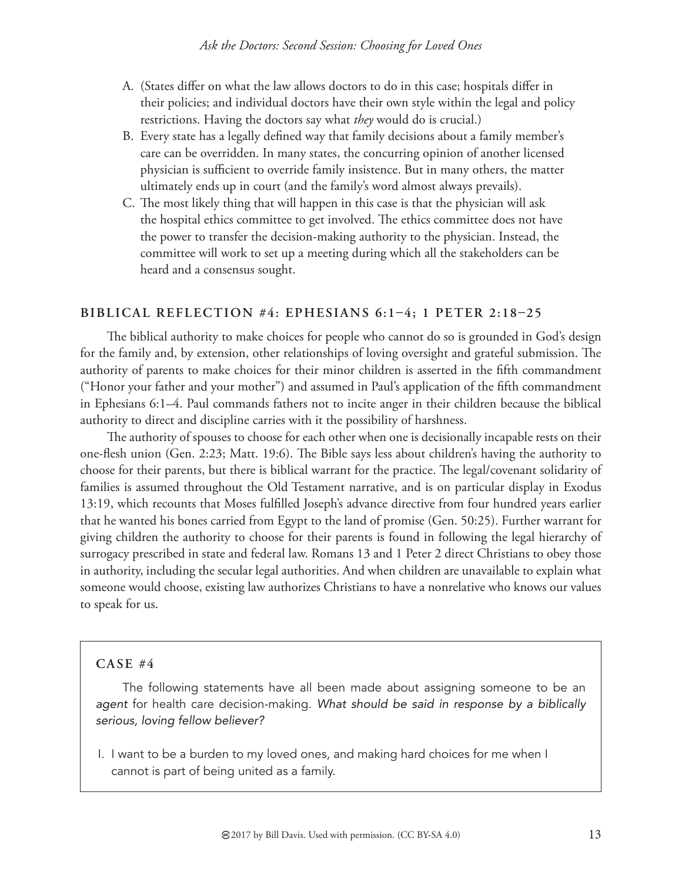A. (States differ on what the law allows doctors to do in this case; hospitals differ in their policies; and individual doctors have their own style within the legal and policy restrictions. Having the doctors say what *they* would do is crucial.)

B. Every state has a legally defined way that family decisions about a family member's care can be overridden. In many states, the concurring opinion of another licensed physician is sufficient to override family insistence. But in many others, the matter ultimately ends up in court (and the family's word almost always prevails).

C. The most likely thing that will happen in this case is that the physician will ask the hospital ethics committee to get involved. The ethics committee does not have the power to transfer the decision-making authority to the physician. Instead, the committee will work to set up a meeting during which all the stakeholders can be heard and a consensus sought.

## BIBLICAL REFLECTION #4: EPHESIANS 6:1–4; 1 PETER 2:18–25

The biblical authority to make choices for people who cannot do so is grounded in God's design for the family and, by extension, other relationships of loving oversight and grateful submission. The authority of parents to make choices for their minor children is asserted in the fifth commandment ("Honor your father and your mother") and assumed in Paul's application of the fifth commandment in Ephesians 6:1–4. Paul commands fathers not to incite anger in their children because the biblical authority to direct and discipline carries with it the possibility of harshness.

The authority of spouses to choose for each other when one is decisionally incapable rests on their one-flesh union (Gen. 2:23; Matt. 19:6). The Bible says less about children's having the authority to choose for their parents, but there is biblical warrant for the practice. The legal/covenant solidarity of families is assumed throughout the Old Testament narrative, and is on particular display in Exodus 13:19, which recounts that Moses fulfilled Joseph's advance directive from four hundred years earlier that he wanted his bones carried from Egypt to the land of promise (Gen. 50:25). Further warrant for giving children the authority to choose for their parents is found in following the legal hierarchy of surrogacy prescribed in state and federal law. Romans 13 and 1 Peter 2 direct Christians to obey those in authority, including the secular legal authorities. And when children are unavailable to explain what someone would choose, existing law authorizes Christians to have a nonrelative who knows our values to speak for us.

### CASE #4

The following statements have all been made about assigning someone to be an *agent* for health care decision-making. *What should be said in response by a biblically serious, loving fellow believer?*

I. I want to be a burden to my loved ones, and making hard choices for me when I cannot is part of being united as a family.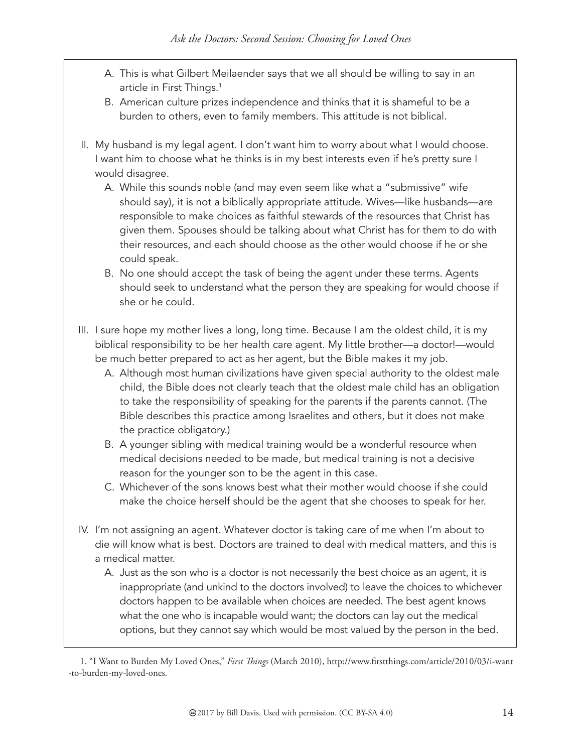A. This is what Gilbert Meilaender says that we all should be willing to say in an article in First Things.[1]

B. American culture prizes independence and thinks that it is shameful to be a burden to others, even to family members. This attitude is not biblical.

II. My husband is my legal agent. I don't want him to worry about what I would choose. I want him to choose what he thinks is in my best interests even if he's pretty sure I would disagree.

   A. While this sounds noble (and may even seem like what a "submissive" wife should say), it is not a biblically appropriate attitude. Wives—like husbands—are responsible to make choices as faithful stewards of the resources that Christ has given them. Spouses should be talking about what Christ has for them to do with their resources, and each should choose as the other would choose if he or she could speak.

   B. No one should accept the task of being the agent under these terms. Agents should seek to understand what the person they are speaking for would choose if she or he could.

III. I sure hope my mother lives a long, long time. Because I am the oldest child, it is my biblical responsibility to be her health care agent. My little brother—a doctor!—would be much better prepared to act as her agent, but the Bible makes it my job.

   A. Although most human civilizations have given special authority to the oldest male child, the Bible does not clearly teach that the oldest male child has an obligation to take the responsibility of speaking for the parents if the parents cannot. (The Bible describes this practice among Israelites and others, but it does not make the practice obligatory.)

   B. A younger sibling with medical training would be a wonderful resource when medical decisions needed to be made, but medical training is not a decisive reason for the younger son to be the agent in this case.

   C. Whichever of the sons knows best what their mother would choose if she could make the choice herself should be the agent that she chooses to speak for her.

IV. I'm not assigning an agent. Whatever doctor is taking care of me when I'm about to die will know what is best. Doctors are trained to deal with medical matters, and this is a medical matter.

   A. Just as the son who is a doctor is not necessarily the best choice as an agent, it is inappropriate (and unkind to the doctors involved) to leave the choices to whichever doctors happen to be available when choices are needed. The best agent knows what the one who is incapable would want; the doctors can lay out the medical options, but they cannot say which would be most valued by the person in the bed.

1. "I Want to Burden My Loved Ones," *First Things* (March 2010), http://www.firstthings.com/article/2010/03/i-want-to-burden-my-loved-ones.

©2017 by Bill Davis. Used with permission. (CC BY-SA 4.0)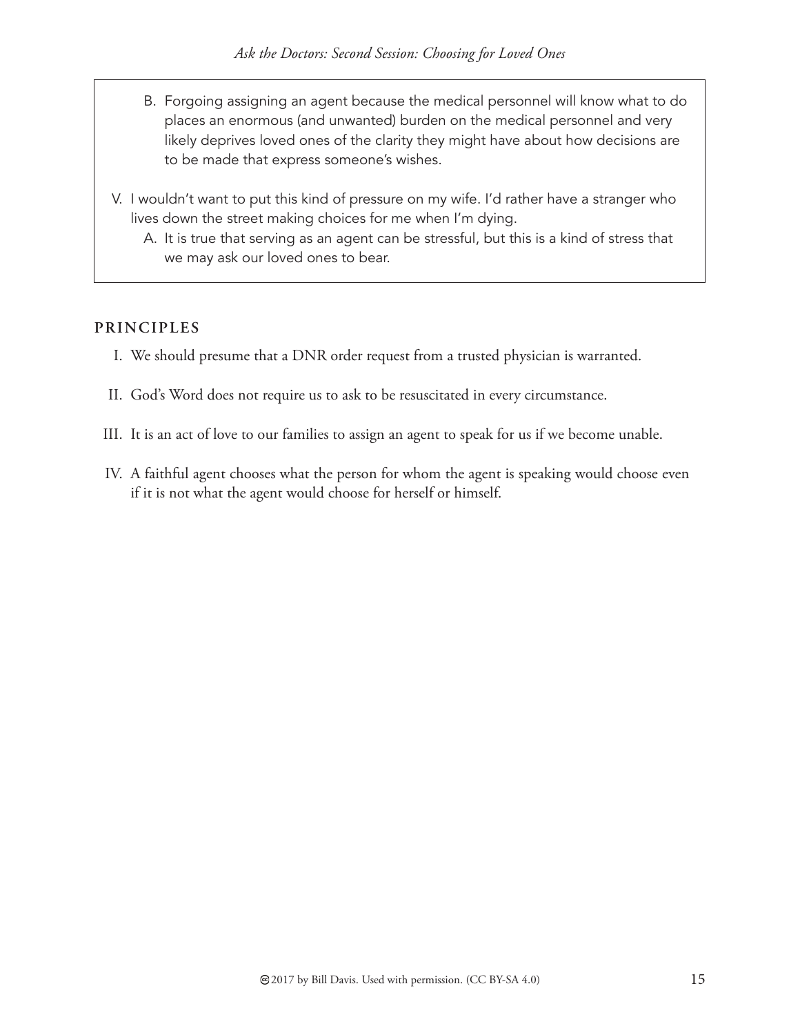B. Forgoing assigning an agent because the medical personnel will know what to do places an enormous (and unwanted) burden on the medical personnel and very likely deprives loved ones of the clarity they might have about how decisions are to be made that express someone's wishes.

V. I wouldn't want to put this kind of pressure on my wife. I'd rather have a stranger who lives down the street making choices for me when I'm dying.

   A. It is true that serving as an agent can be stressful, but this is a kind of stress that we may ask our loved ones to bear.

## PRINCIPLES

I. We should presume that a DNR order request from a trusted physician is warranted.

II. God's Word does not require us to ask to be resuscitated in every circumstance.

III. It is an act of love to our families to assign an agent to speak for us if we become unable.

IV. A faithful agent chooses what the person for whom the agent is speaking would choose even if it is not what the agent would choose for herself or himself.

© 2017 by Bill Davis. Used with permission. (CC BY-SA 4.0)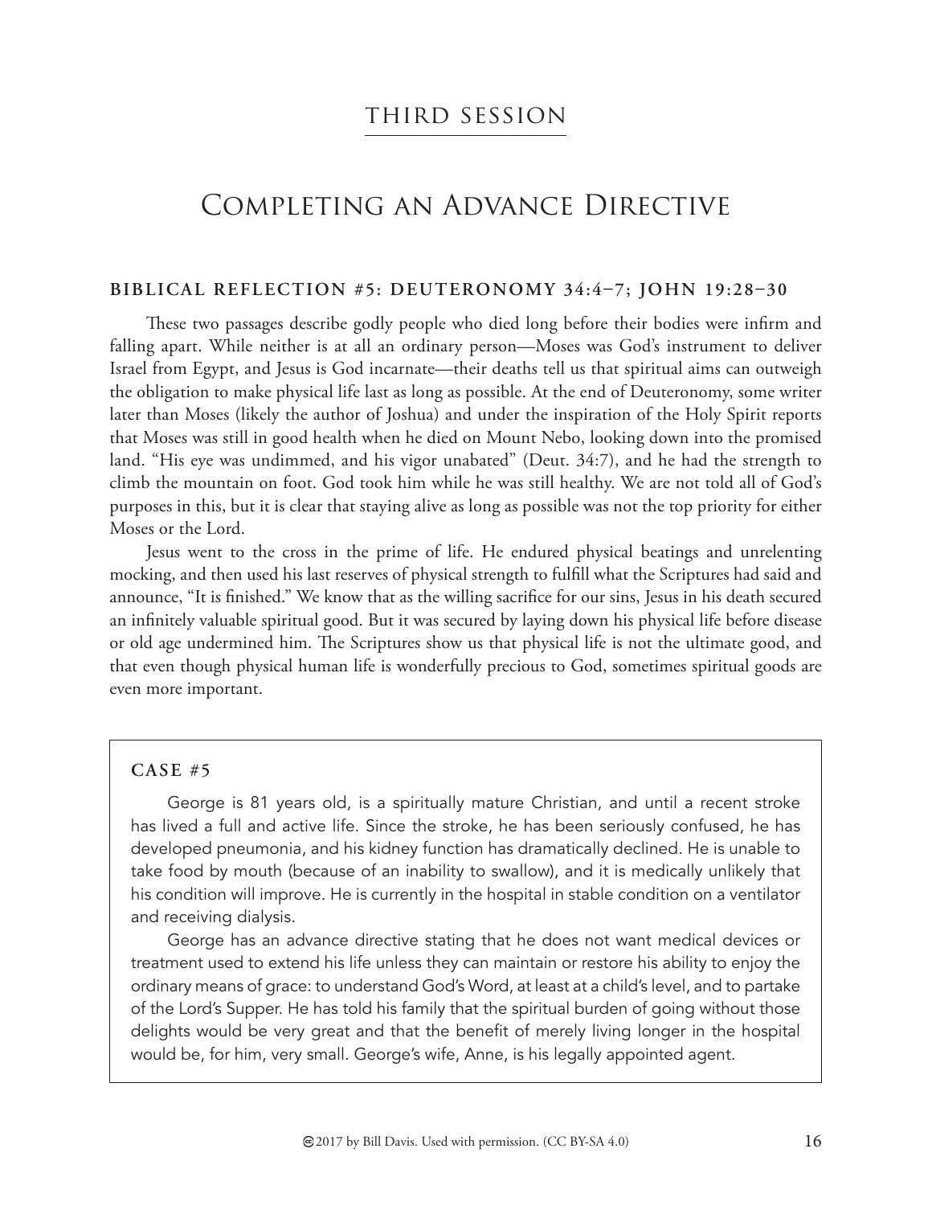## Third Session

# Completing an Advance Directive

### BIBLICAL REFLECTION #5: DEUTERONOMY 34:4–7; JOHN 19:28–30

These two passages describe godly people who died long before their bodies were infirm and falling apart. While neither is at all an ordinary person—Moses was God's instrument to deliver Israel from Egypt, and Jesus is God incarnate—their deaths tell us that spiritual aims can outweigh the obligation to make physical life last as long as possible. At the end of Deuteronomy, some writer later than Moses (likely the author of Joshua) and under the inspiration of the Holy Spirit reports that Moses was still in good health when he died on Mount Nebo, looking down into the promised land. "His eye was undimmed, and his vigor unabated" (Deut. 34:7), and he had the strength to climb the mountain on foot. God took him while he was still healthy. We are not told all of God's purposes in this, but it is clear that staying alive as long as possible was not the top priority for either Moses or the Lord.

Jesus went to the cross in the prime of life. He endured physical beatings and unrelenting mocking, and then used his last reserves of physical strength to fulfill what the Scriptures had said and announce, "It is finished." We know that as the willing sacrifice for our sins, Jesus in his death secured an infinitely valuable spiritual good. But it was secured by laying down his physical life before disease or old age undermined him. The Scriptures show us that physical life is not the ultimate good, and that even though physical human life is wonderfully precious to God, sometimes spiritual goods are even more important.

### CASE #5

George is 81 years old, is a spiritually mature Christian, and until a recent stroke has lived a full and active life. Since the stroke, he has been seriously confused, he has developed pneumonia, and his kidney function has dramatically declined. He is unable to take food by mouth (because of an inability to swallow), and it is medically unlikely that his condition will improve. He is currently in the hospital in stable condition on a ventilator and receiving dialysis.

George has an advance directive stating that he does not want medical devices or treatment used to extend his life unless they can maintain or restore his ability to enjoy the ordinary means of grace: to understand God's Word, at least at a child's level, and to partake of the Lord's Supper. He has told his family that the spiritual burden of going without those delights would be very great and that the benefit of merely living longer in the hospital would be, for him, very small. George's wife, Anne, is his legally appointed agent.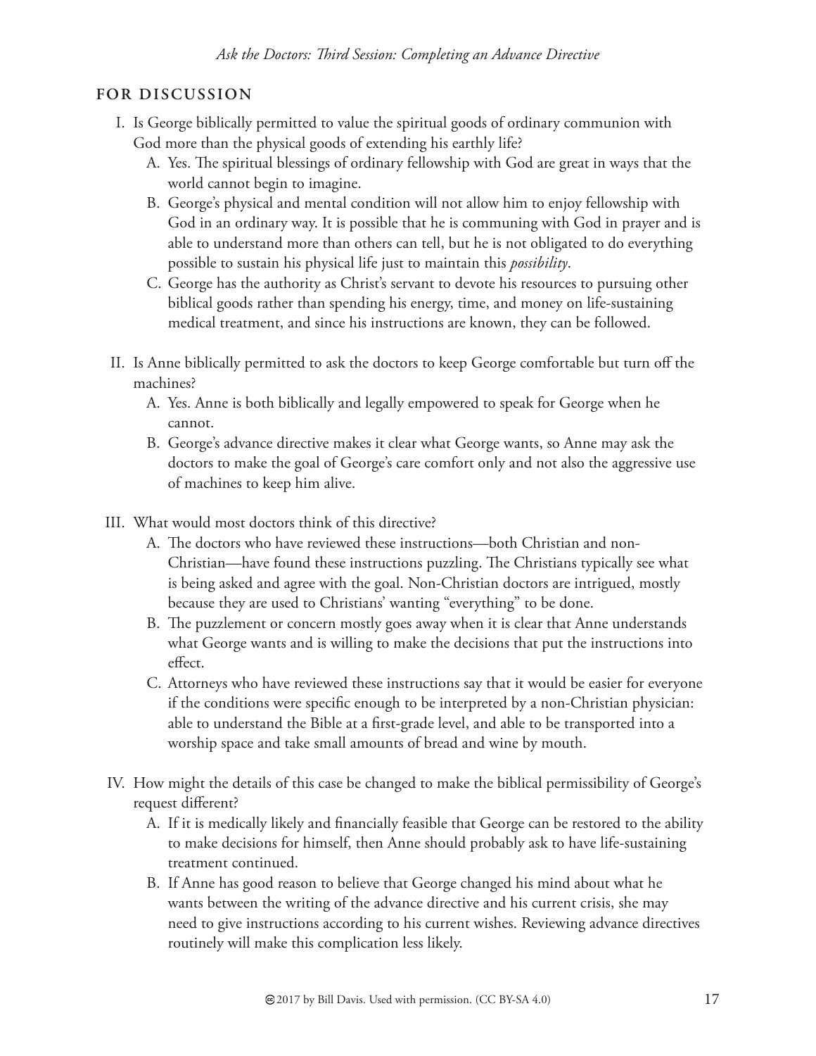## FOR DISCUSSION

I. Is George biblically permitted to value the spiritual goods of ordinary communion with God more than the physical goods of extending his earthly life?

   A. Yes. The spiritual blessings of ordinary fellowship with God are great in ways that the world cannot begin to imagine.

   B. George's physical and mental condition will not allow him to enjoy fellowship with God in an ordinary way. It is possible that he is communing with God in prayer and is able to understand more than others can tell, but he is not obligated to do everything possible to sustain his physical life just to maintain this *possibility*.

   C. George has the authority as Christ's servant to devote his resources to pursuing other biblical goods rather than spending his energy, time, and money on life-sustaining medical treatment, and since his instructions are known, they can be followed.

II. Is Anne biblically permitted to ask the doctors to keep George comfortable but turn off the machines?

   A. Yes. Anne is both biblically and legally empowered to speak for George when he cannot.

   B. George's advance directive makes it clear what George wants, so Anne may ask the doctors to make the goal of George's care comfort only and not also the aggressive use of machines to keep him alive.

III. What would most doctors think of this directive?

   A. The doctors who have reviewed these instructions—both Christian and non-Christian—have found these instructions puzzling. The Christians typically see what is being asked and agree with the goal. Non-Christian doctors are intrigued, mostly because they are used to Christians' wanting "everything" to be done.

   B. The puzzlement or concern mostly goes away when it is clear that Anne understands what George wants and is willing to make the decisions that put the instructions into effect.

   C. Attorneys who have reviewed these instructions say that it would be easier for everyone if the conditions were specific enough to be interpreted by a non-Christian physician: able to understand the Bible at a first-grade level, and able to be transported into a worship space and take small amounts of bread and wine by mouth.

IV. How might the details of this case be changed to make the biblical permissibility of George's request different?

   A. If it is medically likely and financially feasible that George can be restored to the ability to make decisions for himself, then Anne should probably ask to have life-sustaining treatment continued.

   B. If Anne has good reason to believe that George changed his mind about what he wants between the writing of the advance directive and his current crisis, she may need to give instructions according to his current wishes. Reviewing advance directives routinely will make this complication less likely.

© 2017 by Bill Davis. Used with permission. (CC BY-SA 4.0)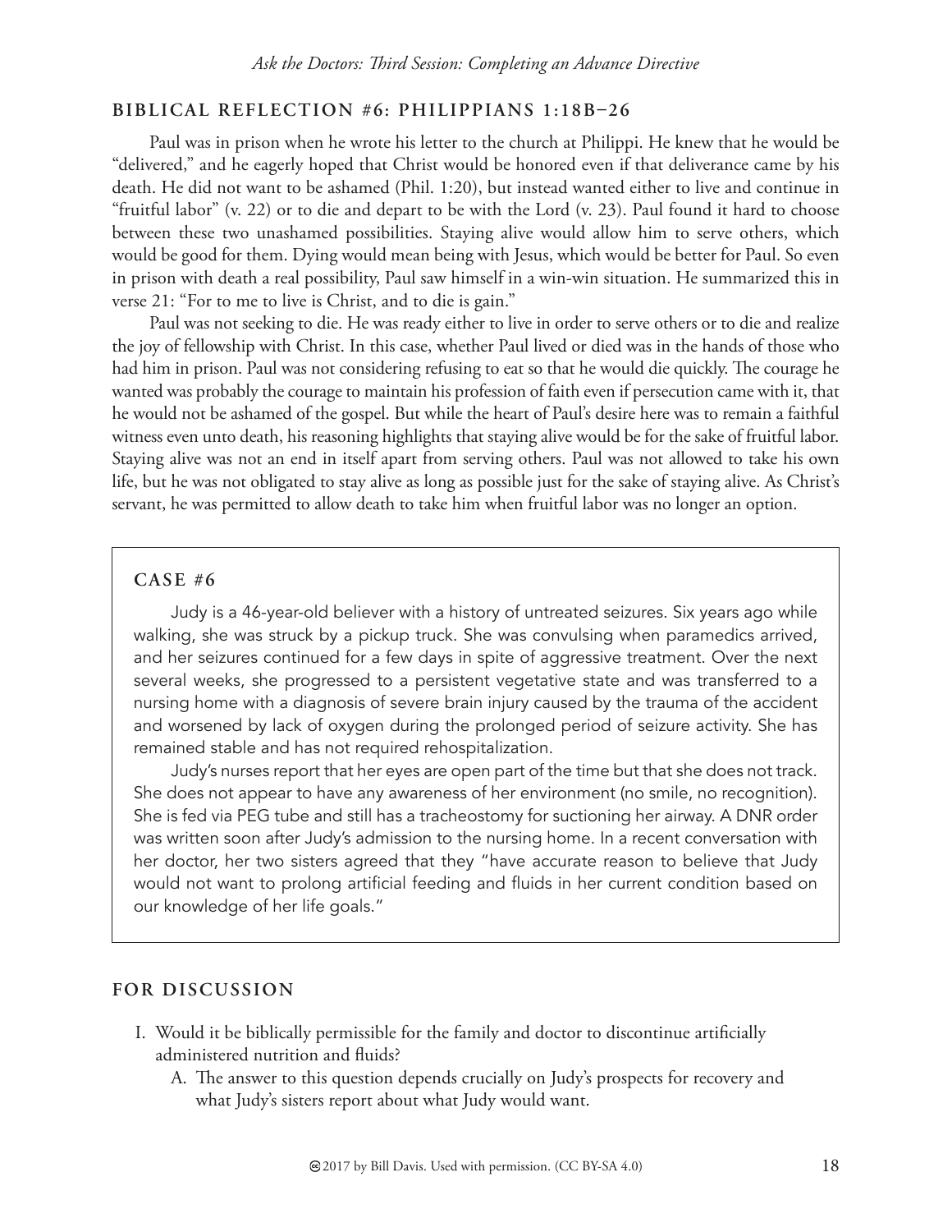## BIBLICAL REFLECTION #6: PHILIPPIANS 1:18B–26

Paul was in prison when he wrote his letter to the church at Philippi. He knew that he would be "delivered," and he eagerly hoped that Christ would be honored even if that deliverance came by his death. He did not want to be ashamed (Phil. 1:20), but instead wanted either to live and continue in "fruitful labor" (v. 22) or to die and depart to be with the Lord (v. 23). Paul found it hard to choose between these two unashamed possibilities. Staying alive would allow him to serve others, which would be good for them. Dying would mean being with Jesus, which would be better for Paul. So even in prison with death a real possibility, Paul saw himself in a win-win situation. He summarized this in verse 21: "For to me to live is Christ, and to die is gain."

Paul was not seeking to die. He was ready either to live in order to serve others or to die and realize the joy of fellowship with Christ. In this case, whether Paul lived or died was in the hands of those who had him in prison. Paul was not considering refusing to eat so that he would die quickly. The courage he wanted was probably the courage to maintain his profession of faith even if persecution came with it, that he would not be ashamed of the gospel. But while the heart of Paul's desire here was to remain a faithful witness even unto death, his reasoning highlights that staying alive would be for the sake of fruitful labor. Staying alive was not an end in itself apart from serving others. Paul was not allowed to take his own life, but he was not obligated to stay alive as long as possible just for the sake of staying alive. As Christ's servant, he was permitted to allow death to take him when fruitful labor was no longer an option.

### CASE #6

Judy is a 46-year-old believer with a history of untreated seizures. Six years ago while walking, she was struck by a pickup truck. She was convulsing when paramedics arrived, and her seizures continued for a few days in spite of aggressive treatment. Over the next several weeks, she progressed to a persistent vegetative state and was transferred to a nursing home with a diagnosis of severe brain injury caused by the trauma of the accident and worsened by lack of oxygen during the prolonged period of seizure activity. She has remained stable and has not required rehospitalization.

Judy's nurses report that her eyes are open part of the time but that she does not track. She does not appear to have any awareness of her environment (no smile, no recognition). She is fed via PEG tube and still has a tracheostomy for suctioning her airway. A DNR order was written soon after Judy's admission to the nursing home. In a recent conversation with her doctor, her two sisters agreed that they "have accurate reason to believe that Judy would not want to prolong artificial feeding and fluids in her current condition based on our knowledge of her life goals."

## FOR DISCUSSION

I. Would it be biblically permissible for the family and doctor to discontinue artificially administered nutrition and fluids?
   A. The answer to this question depends crucially on Judy's prospects for recovery and what Judy's sisters report about what Judy would want.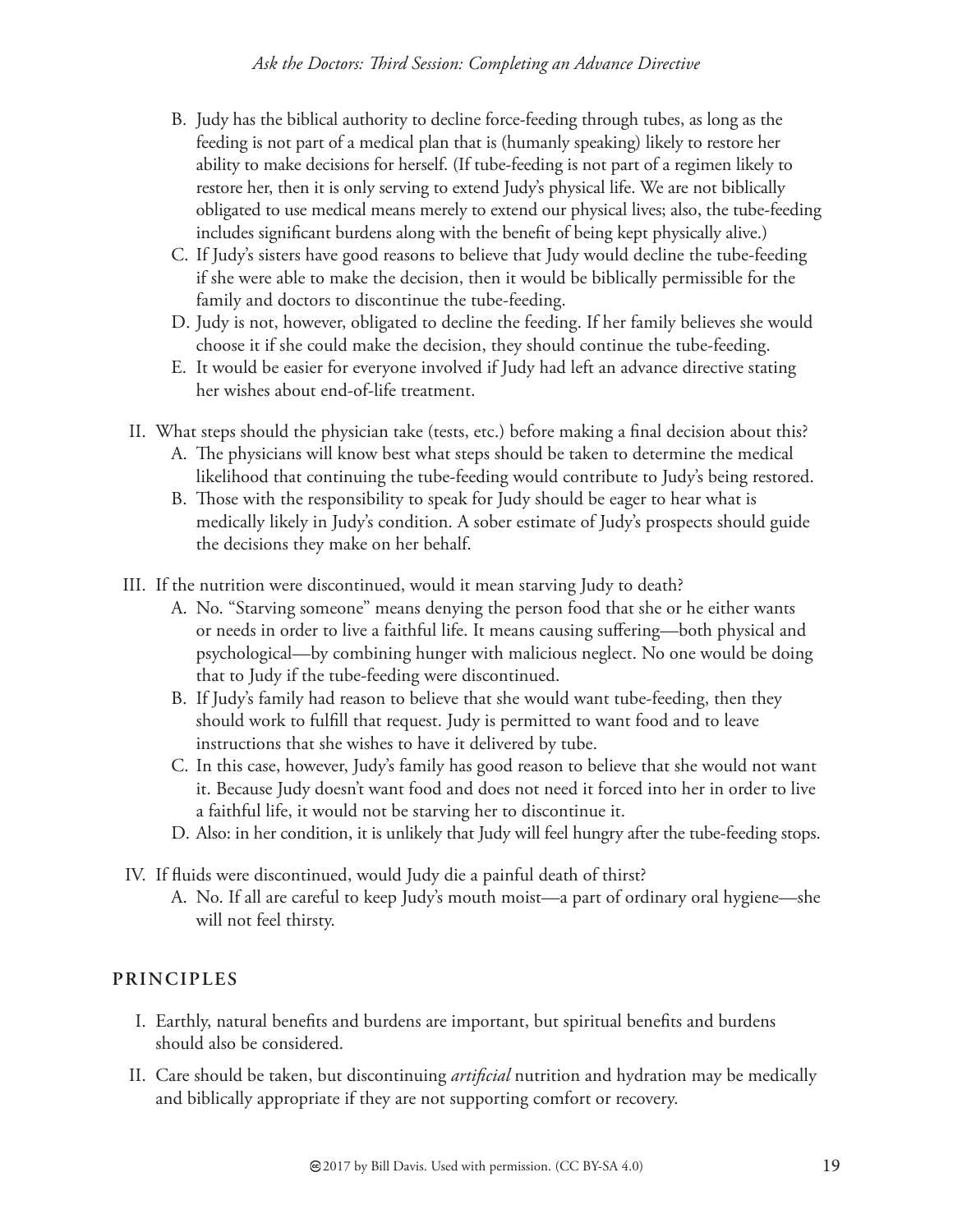B. Judy has the biblical authority to decline force-feeding through tubes, as long as the feeding is not part of a medical plan that is (humanly speaking) likely to restore her ability to make decisions for herself. (If tube-feeding is not part of a regimen likely to restore her, then it is only serving to extend Judy's physical life. We are not biblically obligated to use medical means merely to extend our physical lives; also, the tube-feeding includes significant burdens along with the benefit of being kept physically alive.)

C. If Judy's sisters have good reasons to believe that Judy would decline the tube-feeding if she were able to make the decision, then it would be biblically permissible for the family and doctors to discontinue the tube-feeding.

D. Judy is not, however, obligated to decline the feeding. If her family believes she would choose it if she could make the decision, they should continue the tube-feeding.

E. It would be easier for everyone involved if Judy had left an advance directive stating her wishes about end-of-life treatment.

II. What steps should the physician take (tests, etc.) before making a final decision about this?

A. The physicians will know best what steps should be taken to determine the medical likelihood that continuing the tube-feeding would contribute to Judy's being restored.

B. Those with the responsibility to speak for Judy should be eager to hear what is medically likely in Judy's condition. A sober estimate of Judy's prospects should guide the decisions they make on her behalf.

III. If the nutrition were discontinued, would it mean starving Judy to death?

A. No. "Starving someone" means denying the person food that she or he either wants or needs in order to live a faithful life. It means causing suffering—both physical and psychological—by combining hunger with malicious neglect. No one would be doing that to Judy if the tube-feeding were discontinued.

B. If Judy's family had reason to believe that she would want tube-feeding, then they should work to fulfill that request. Judy is permitted to want food and to leave instructions that she wishes to have it delivered by tube.

C. In this case, however, Judy's family has good reason to believe that she would not want it. Because Judy doesn't want food and does not need it forced into her in order to live a faithful life, it would not be starving her to discontinue it.

D. Also: in her condition, it is unlikely that Judy will feel hungry after the tube-feeding stops.

IV. If fluids were discontinued, would Judy die a painful death of thirst?

A. No. If all are careful to keep Judy's mouth moist—a part of ordinary oral hygiene—she will not feel thirsty.

## PRINCIPLES

I. Earthly, natural benefits and burdens are important, but spiritual benefits and burdens should also be considered.

II. Care should be taken, but discontinuing *artificial* nutrition and hydration may be medically and biblically appropriate if they are not supporting comfort or recovery.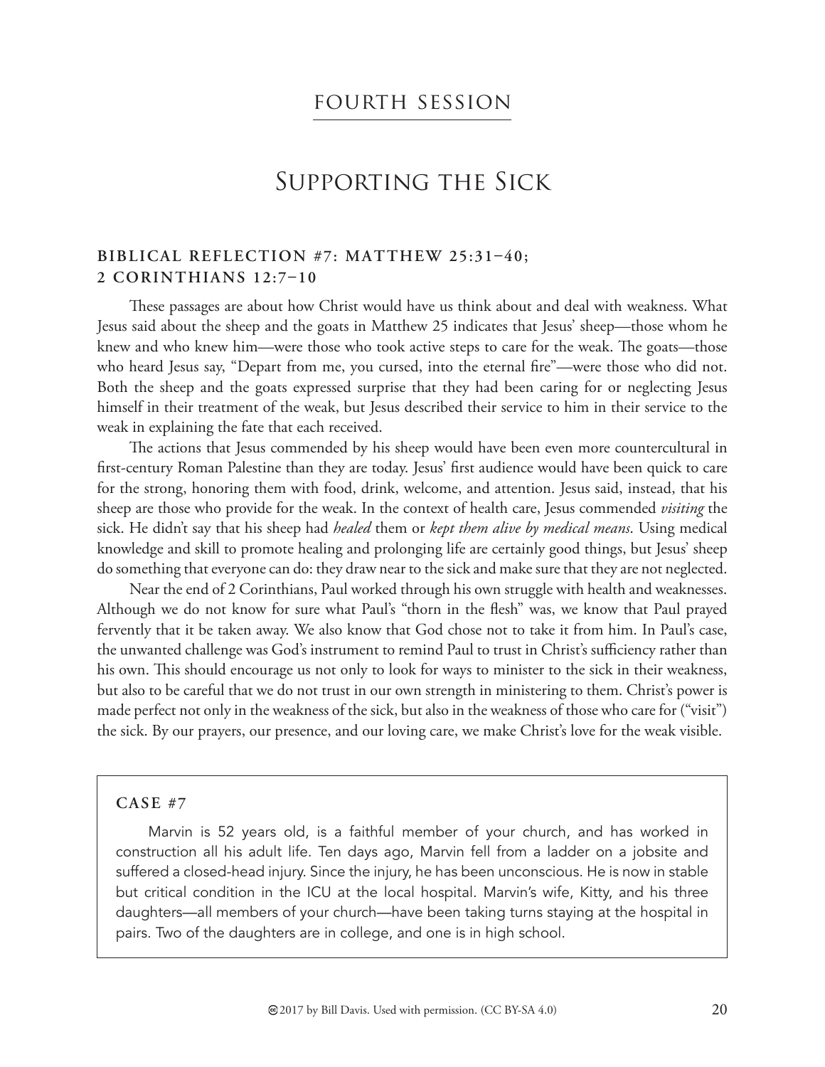# FOURTH SESSION

## Supporting the Sick

### BIBLICAL REFLECTION #7: MATTHEW 25:31–40; 2 CORINTHIANS 12:7–10

These passages are about how Christ would have us think about and deal with weakness. What Jesus said about the sheep and the goats in Matthew 25 indicates that Jesus' sheep—those whom he knew and who knew him—were those who took active steps to care for the weak. The goats—those who heard Jesus say, "Depart from me, you cursed, into the eternal fire"—were those who did not. Both the sheep and the goats expressed surprise that they had been caring for or neglecting Jesus himself in their treatment of the weak, but Jesus described their service to him in their service to the weak in explaining the fate that each received.

The actions that Jesus commended by his sheep would have been even more countercultural in first-century Roman Palestine than they are today. Jesus' first audience would have been quick to care for the strong, honoring them with food, drink, welcome, and attention. Jesus said, instead, that his sheep are those who provide for the weak. In the context of health care, Jesus commended *visiting* the sick. He didn't say that his sheep had *healed* them or *kept them alive by medical means*. Using medical knowledge and skill to promote healing and prolonging life are certainly good things, but Jesus' sheep do something that everyone can do: they draw near to the sick and make sure that they are not neglected.

Near the end of 2 Corinthians, Paul worked through his own struggle with health and weaknesses. Although we do not know for sure what Paul's "thorn in the flesh" was, we know that Paul prayed fervently that it be taken away. We also know that God chose not to take it from him. In Paul's case, the unwanted challenge was God's instrument to remind Paul to trust in Christ's sufficiency rather than his own. This should encourage us not only to look for ways to minister to the sick in their weakness, but also to be careful that we do not trust in our own strength in ministering to them. Christ's power is made perfect not only in the weakness of the sick, but also in the weakness of those who care for ("visit") the sick. By our prayers, our presence, and our loving care, we make Christ's love for the weak visible.

### CASE #7

Marvin is 52 years old, is a faithful member of your church, and has worked in construction all his adult life. Ten days ago, Marvin fell from a ladder on a jobsite and suffered a closed-head injury. Since the injury, he has been unconscious. He is now in stable but critical condition in the ICU at the local hospital. Marvin's wife, Kitty, and his three daughters—all members of your church—have been taking turns staying at the hospital in pairs. Two of the daughters are in college, and one is in high school.

©2017 by Bill Davis. Used with permission. (CC BY-SA 4.0)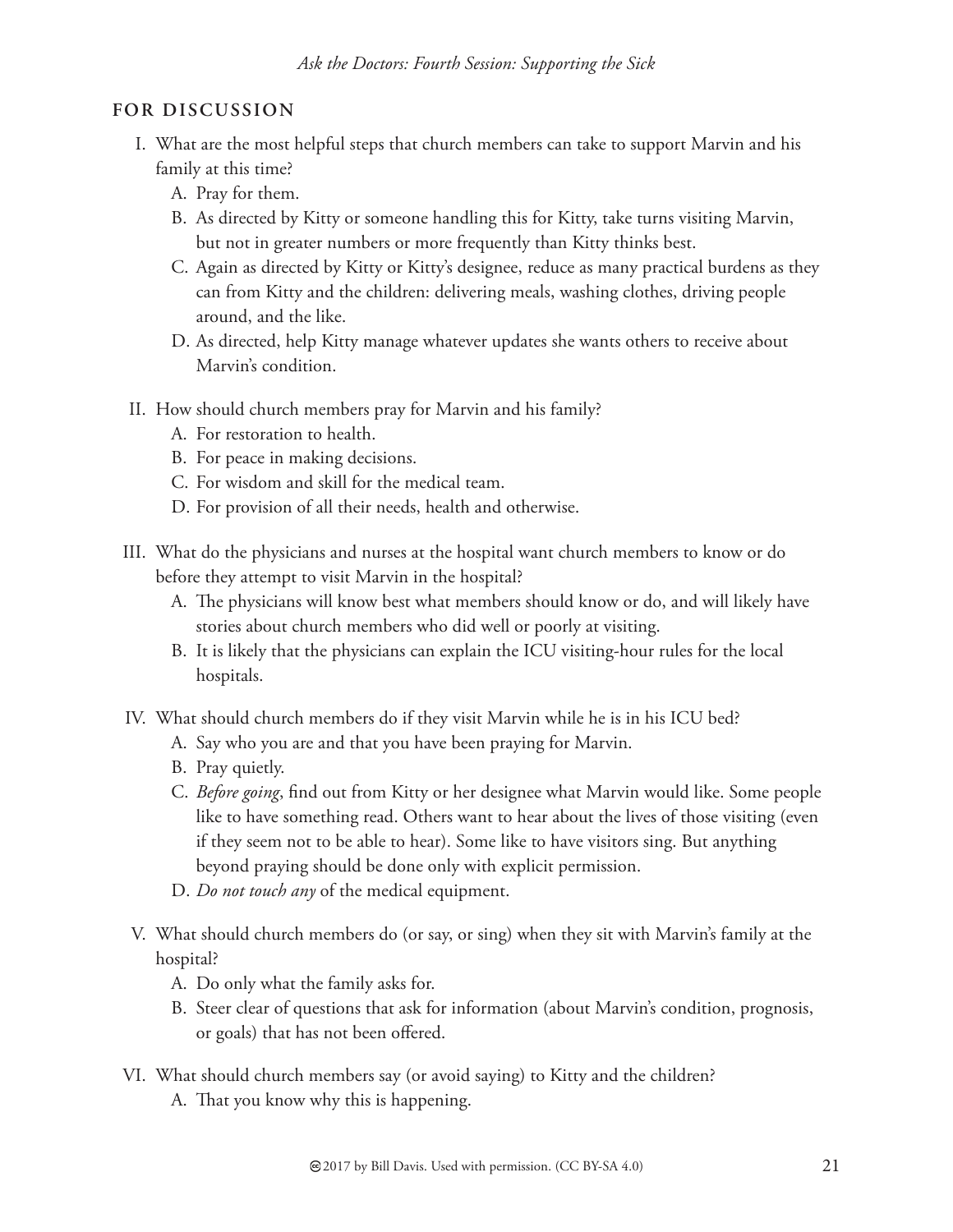## FOR DISCUSSION

I. What are the most helpful steps that church members can take to support Marvin and his family at this time?
   A. Pray for them.
   B. As directed by Kitty or someone handling this for Kitty, take turns visiting Marvin, but not in greater numbers or more frequently than Kitty thinks best.
   C. Again as directed by Kitty or Kitty's designee, reduce as many practical burdens as they can from Kitty and the children: delivering meals, washing clothes, driving people around, and the like.
   D. As directed, help Kitty manage whatever updates she wants others to receive about Marvin's condition.

II. How should church members pray for Marvin and his family?
   A. For restoration to health.
   B. For peace in making decisions.
   C. For wisdom and skill for the medical team.
   D. For provision of all their needs, health and otherwise.

III. What do the physicians and nurses at the hospital want church members to know or do before they attempt to visit Marvin in the hospital?
   A. The physicians will know best what members should know or do, and will likely have stories about church members who did well or poorly at visiting.
   B. It is likely that the physicians can explain the ICU visiting-hour rules for the local hospitals.

IV. What should church members do if they visit Marvin while he is in his ICU bed?
   A. Say who you are and that you have been praying for Marvin.
   B. Pray quietly.
   C. *Before going*, find out from Kitty or her designee what Marvin would like. Some people like to have something read. Others want to hear about the lives of those visiting (even if they seem not to be able to hear). Some like to have visitors sing. But anything beyond praying should be done only with explicit permission.
   D. *Do not touch any* of the medical equipment.

V. What should church members do (or say, or sing) when they sit with Marvin's family at the hospital?
   A. Do only what the family asks for.
   B. Steer clear of questions that ask for information (about Marvin's condition, prognosis, or goals) that has not been offered.

VI. What should church members say (or avoid saying) to Kitty and the children?
   A. That you know why this is happening.

©2017 by Bill Davis. Used with permission. (CC BY-SA 4.0)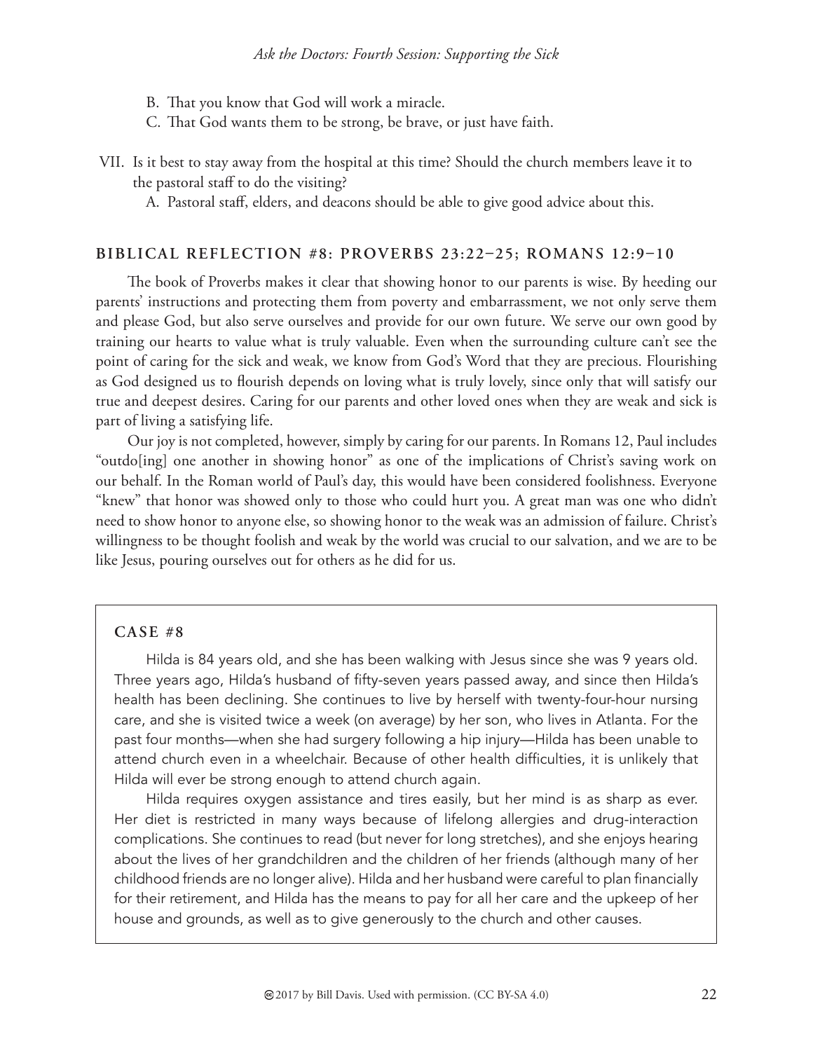B. That you know that God will work a miracle.

C. That God wants them to be strong, be brave, or just have faith.

VII. Is it best to stay away from the hospital at this time? Should the church members leave it to the pastoral staff to do the visiting?

A. Pastoral staff, elders, and deacons should be able to give good advice about this.

### BIBLICAL REFLECTION #8: PROVERBS 23:22–25; ROMANS 12:9–10

The book of Proverbs makes it clear that showing honor to our parents is wise. By heeding our parents' instructions and protecting them from poverty and embarrassment, we not only serve them and please God, but also serve ourselves and provide for our own future. We serve our own good by training our hearts to value what is truly valuable. Even when the surrounding culture can't see the point of caring for the sick and weak, we know from God's Word that they are precious. Flourishing as God designed us to flourish depends on loving what is truly lovely, since only that will satisfy our true and deepest desires. Caring for our parents and other loved ones when they are weak and sick is part of living a satisfying life.

Our joy is not completed, however, simply by caring for our parents. In Romans 12, Paul includes "outdo[ing] one another in showing honor" as one of the implications of Christ's saving work on our behalf. In the Roman world of Paul's day, this would have been considered foolishness. Everyone "knew" that honor was showed only to those who could hurt you. A great man was one who didn't need to show honor to anyone else, so showing honor to the weak was an admission of failure. Christ's willingness to be thought foolish and weak by the world was crucial to our salvation, and we are to be like Jesus, pouring ourselves out for others as he did for us.

### CASE #8

Hilda is 84 years old, and she has been walking with Jesus since she was 9 years old. Three years ago, Hilda's husband of fifty-seven years passed away, and since then Hilda's health has been declining. She continues to live by herself with twenty-four-hour nursing care, and she is visited twice a week (on average) by her son, who lives in Atlanta. For the past four months—when she had surgery following a hip injury—Hilda has been unable to attend church even in a wheelchair. Because of other health difficulties, it is unlikely that Hilda will ever be strong enough to attend church again.

Hilda requires oxygen assistance and tires easily, but her mind is as sharp as ever. Her diet is restricted in many ways because of lifelong allergies and drug-interaction complications. She continues to read (but never for long stretches), and she enjoys hearing about the lives of her grandchildren and the children of her friends (although many of her childhood friends are no longer alive). Hilda and her husband were careful to plan financially for their retirement, and Hilda has the means to pay for all her care and the upkeep of her house and grounds, as well as to give generously to the church and other causes.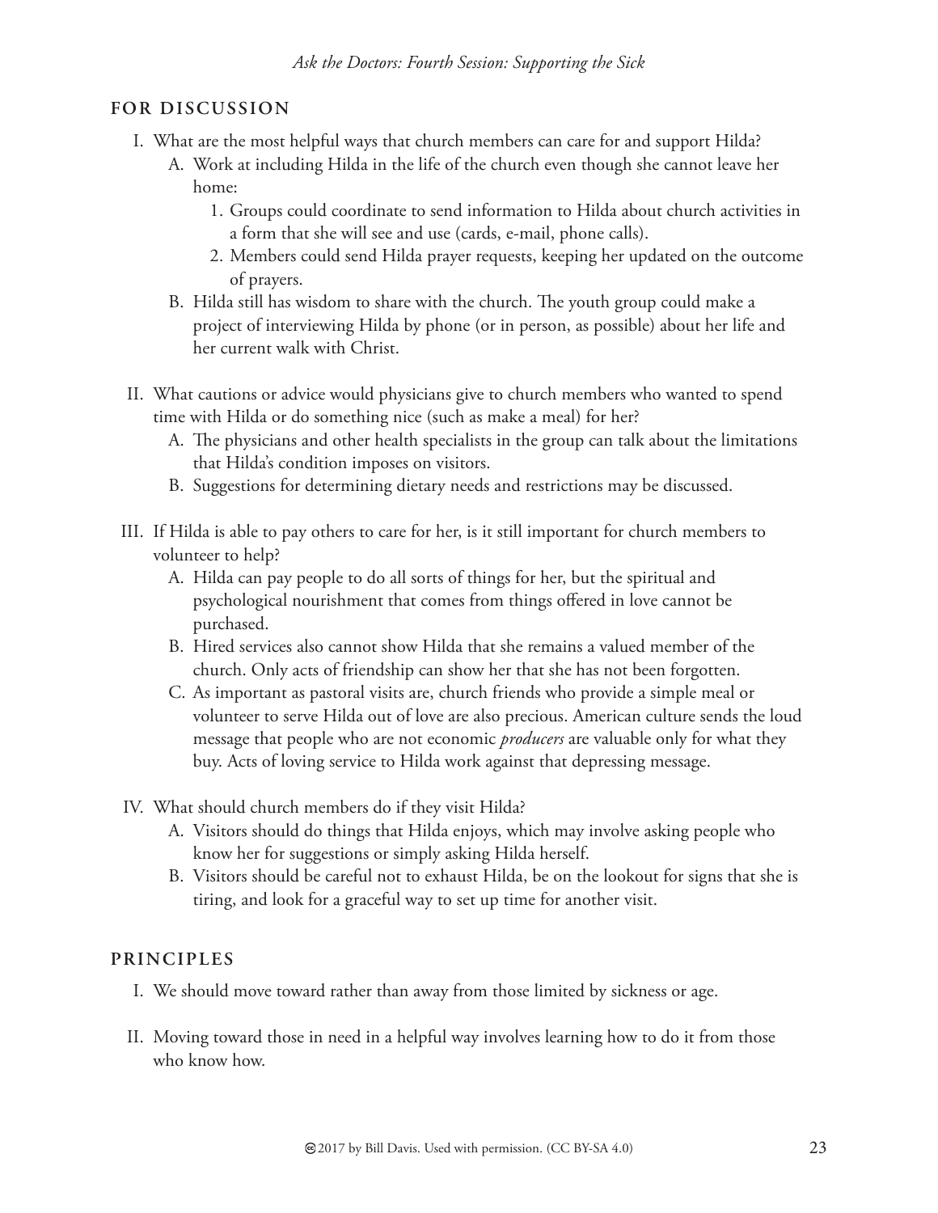## FOR DISCUSSION

I. What are the most helpful ways that church members can care for and support Hilda?

   A. Work at including Hilda in the life of the church even though she cannot leave her home:

      1. Groups could coordinate to send information to Hilda about church activities in a form that she will see and use (cards, e-mail, phone calls).
      2. Members could send Hilda prayer requests, keeping her updated on the outcome of prayers.

   B. Hilda still has wisdom to share with the church. The youth group could make a project of interviewing Hilda by phone (or in person, as possible) about her life and her current walk with Christ.

II. What cautions or advice would physicians give to church members who wanted to spend time with Hilda or do something nice (such as make a meal) for her?

   A. The physicians and other health specialists in the group can talk about the limitations that Hilda's condition imposes on visitors.

   B. Suggestions for determining dietary needs and restrictions may be discussed.

III. If Hilda is able to pay others to care for her, is it still important for church members to volunteer to help?

   A. Hilda can pay people to do all sorts of things for her, but the spiritual and psychological nourishment that comes from things offered in love cannot be purchased.

   B. Hired services also cannot show Hilda that she remains a valued member of the church. Only acts of friendship can show her that she has not been forgotten.

   C. As important as pastoral visits are, church friends who provide a simple meal or volunteer to serve Hilda out of love are also precious. American culture sends the loud message that people who are not economic *producers* are valuable only for what they buy. Acts of loving service to Hilda work against that depressing message.

IV. What should church members do if they visit Hilda?

   A. Visitors should do things that Hilda enjoys, which may involve asking people who know her for suggestions or simply asking Hilda herself.

   B. Visitors should be careful not to exhaust Hilda, be on the lookout for signs that she is tiring, and look for a graceful way to set up time for another visit.

## PRINCIPLES

I. We should move toward rather than away from those limited by sickness or age.

II. Moving toward those in need in a helpful way involves learning how to do it from those who know how.

©2017 by Bill Davis. Used with permission. (CC BY-SA 4.0)